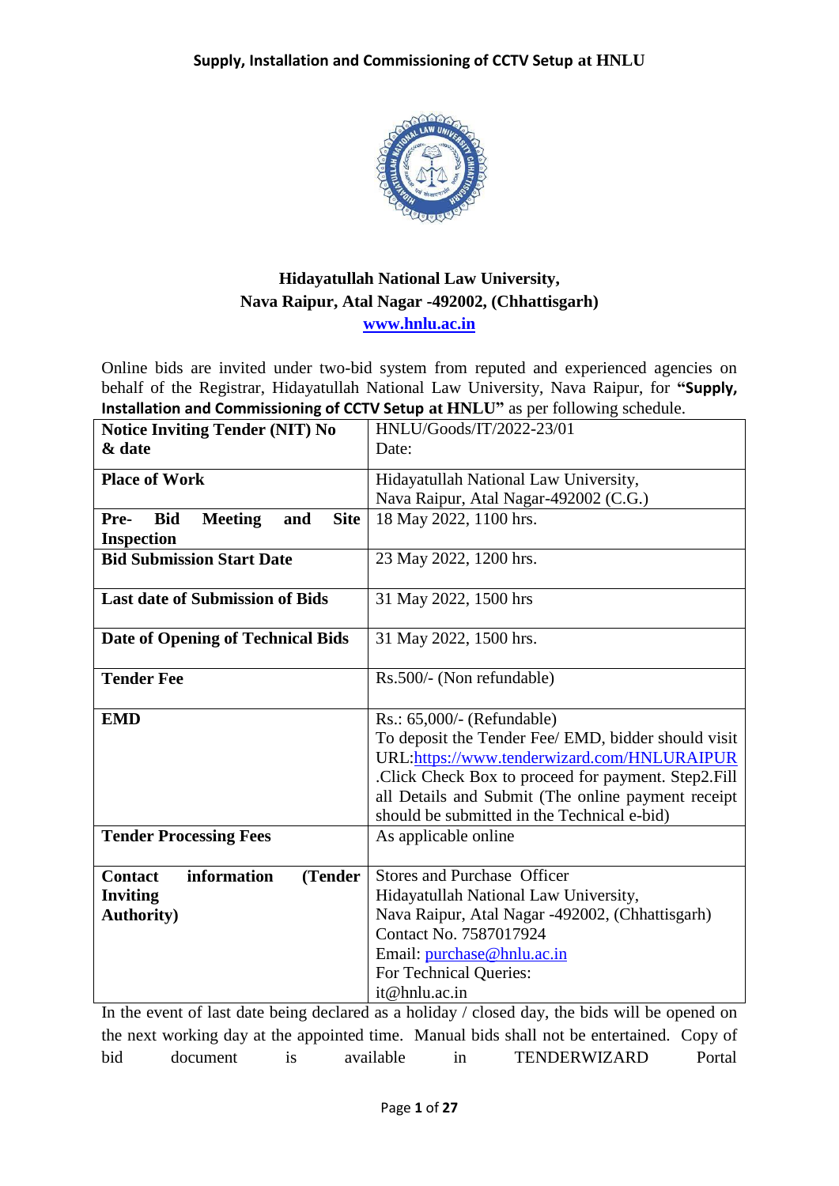**Hidayatullah National Law University,**
**Nava Raipur, Atal Nagar -492002, (Chhattisgarh)**
**www.hnlu.ac.in**

Online bids are invited under two-bid system from reputed and experienced agencies on behalf of the Registrar, Hidayatullah National Law University, Nava Raipur, for **"Supply, Installation and Commissioning of CCTV Setup at HNLU"** as per following schedule.

| | |
|---|---|
| **Notice Inviting Tender (NIT) No & date** | HNLU/Goods/IT/2022-23/01<br>Date: |
| **Place of Work** | Hidayatullah National Law University,<br>Nava Raipur, Atal Nagar-492002 (C.G.) |
| **Pre- Bid Meeting and Site Inspection** | 18 May 2022, 1100 hrs. |
| **Bid Submission Start Date** | 23 May 2022, 1200 hrs. |
| **Last date of Submission of Bids** | 31 May 2022, 1500 hrs |
| **Date of Opening of Technical Bids** | 31 May 2022, 1500 hrs. |
| **Tender Fee** | Rs.500/- (Non refundable) |
| **EMD** | Rs.: 65,000/- (Refundable)<br>To deposit the Tender Fee/ EMD, bidder should visit URL:https://www.tenderwizard.com/HNLURAIPUR .Click Check Box to proceed for payment. Step2.Fill all Details and Submit (The online payment receipt should be submitted in the Technical e-bid) |
| **Tender Processing Fees** | As applicable online |
| **Contact information (Tender Inviting Authority)** | Stores and Purchase Officer<br>Hidayatullah National Law University,<br>Nava Raipur, Atal Nagar -492002, (Chhattisgarh)<br>Contact No. 7587017924<br>Email: purchase@hnlu.ac.in<br>For Technical Queries:<br>it@hnlu.ac.in |

In the event of last date being declared as a holiday / closed day, the bids will be opened on the next working day at the appointed time. Manual bids shall not be entertained. Copy of bid document is available in TENDERWIZARD Portal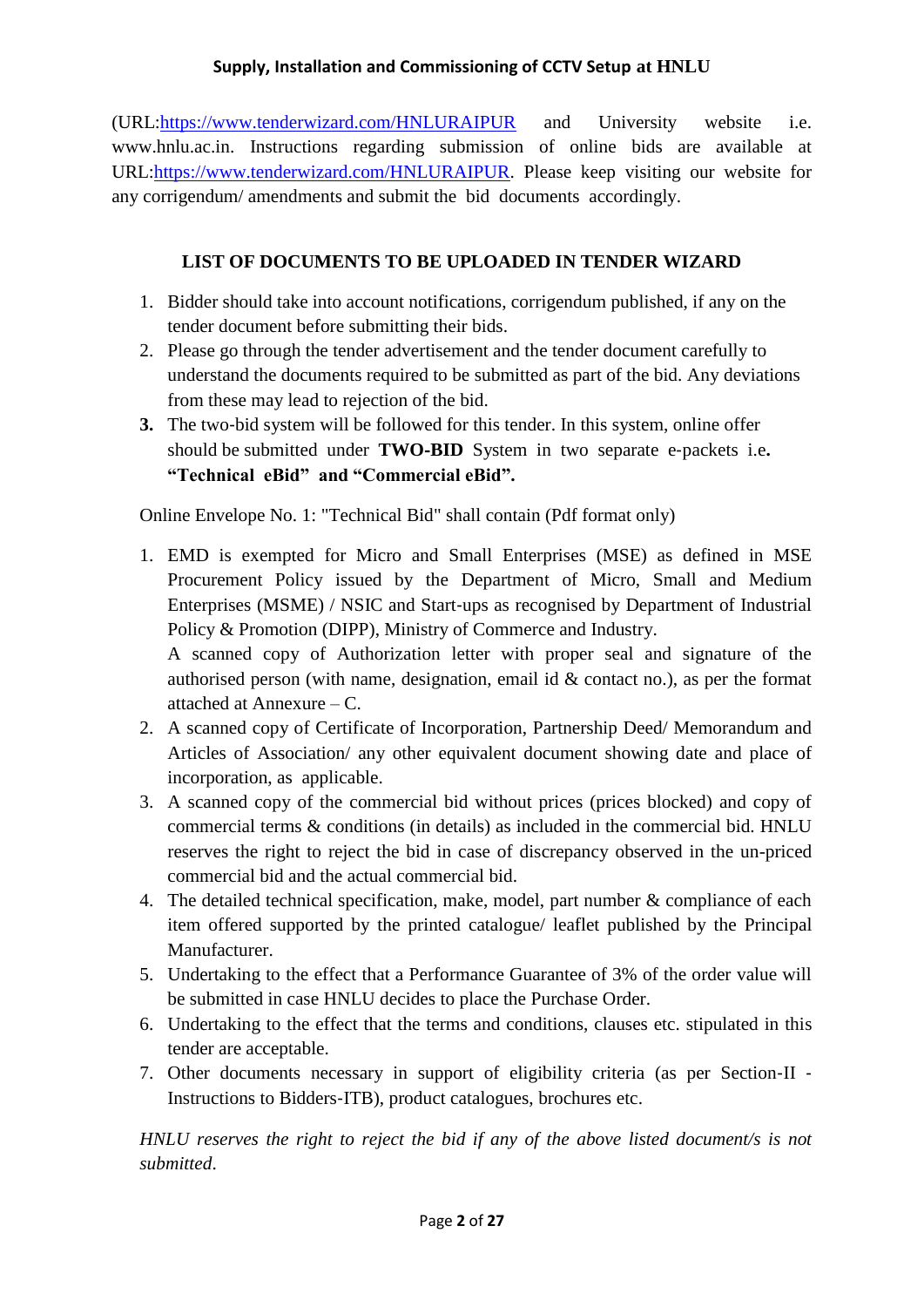(URL:[https://www.tenderwizard.com/HNLURAIPUR](https://www.tenderwizard.com/HNLURAIPUR) and University website i.e. www.hnlu.ac.in. Instructions regarding submission of online bids are available at URL:[https://www.tenderwizard.com/HNLURAIPUR](https://www.tenderwizard.com/HNLURAIPUR). Please keep visiting our website for any corrigendum/ amendments and submit the bid documents accordingly.

## LIST OF DOCUMENTS TO BE UPLOADED IN TENDER WIZARD

1. Bidder should take into account notifications, corrigendum published, if any on the tender document before submitting their bids.
2. Please go through the tender advertisement and the tender document carefully to understand the documents required to be submitted as part of the bid. Any deviations from these may lead to rejection of the bid.
3. The two-bid system will be followed for this tender. In this system, online offer should be submitted under **TWO-BID** System in two separate e-packets i.e. **"Technical eBid" and "Commercial eBid".**

Online Envelope No. 1: "Technical Bid" shall contain (Pdf format only)

1. EMD is exempted for Micro and Small Enterprises (MSE) as defined in MSE Procurement Policy issued by the Department of Micro, Small and Medium Enterprises (MSME) / NSIC and Start-ups as recognised by Department of Industrial Policy & Promotion (DIPP), Ministry of Commerce and Industry.
   A scanned copy of Authorization letter with proper seal and signature of the authorised person (with name, designation, email id & contact no.), as per the format attached at Annexure – C.
2. A scanned copy of Certificate of Incorporation, Partnership Deed/ Memorandum and Articles of Association/ any other equivalent document showing date and place of incorporation, as applicable.
3. A scanned copy of the commercial bid without prices (prices blocked) and copy of commercial terms & conditions (in details) as included in the commercial bid. HNLU reserves the right to reject the bid in case of discrepancy observed in the un-priced commercial bid and the actual commercial bid.
4. The detailed technical specification, make, model, part number & compliance of each item offered supported by the printed catalogue/ leaflet published by the Principal Manufacturer.
5. Undertaking to the effect that a Performance Guarantee of 3% of the order value will be submitted in case HNLU decides to place the Purchase Order.
6. Undertaking to the effect that the terms and conditions, clauses etc. stipulated in this tender are acceptable.
7. Other documents necessary in support of eligibility criteria (as per Section-II - Instructions to Bidders-ITB), product catalogues, brochures etc.

*HNLU reserves the right to reject the bid if any of the above listed document/s is not submitted.*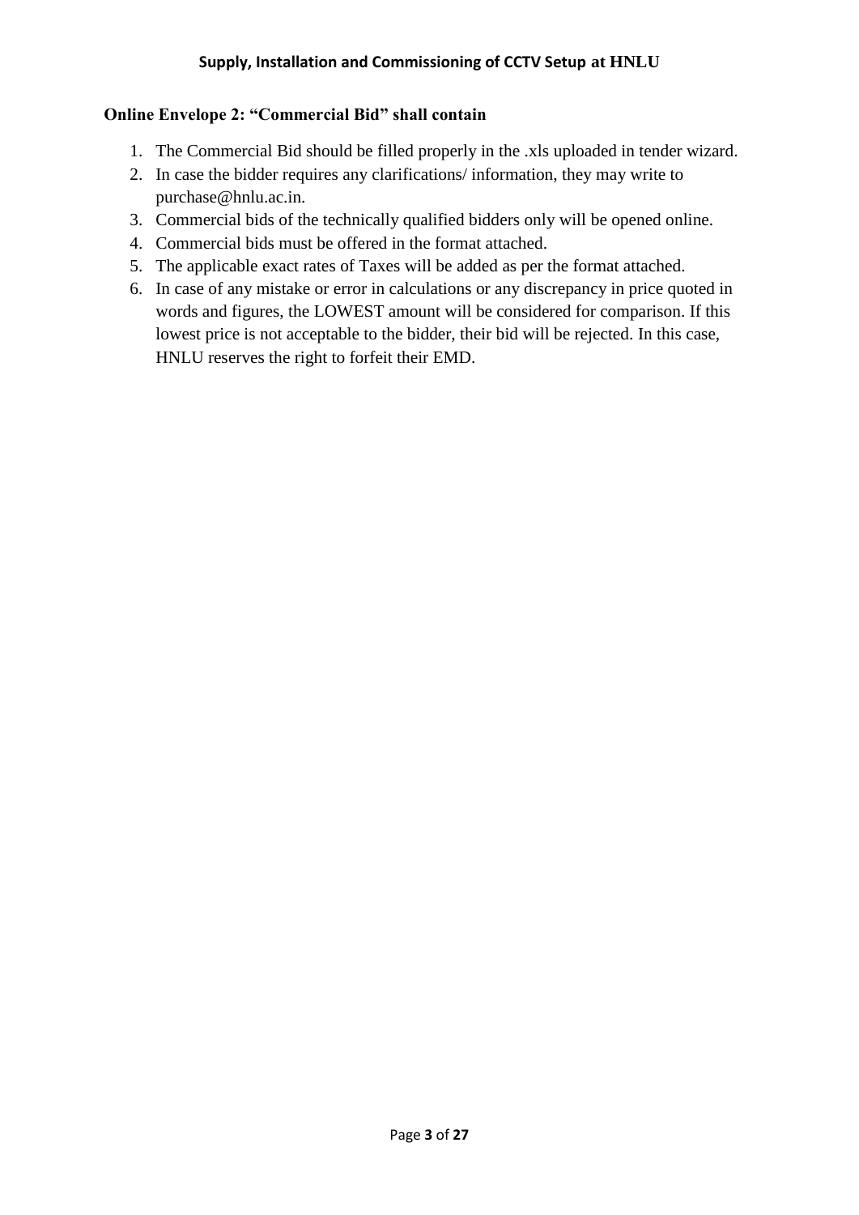### Online Envelope 2: "Commercial Bid" shall contain

1. The Commercial Bid should be filled properly in the .xls uploaded in tender wizard.
2. In case the bidder requires any clarifications/ information, they may write to purchase@hnlu.ac.in.
3. Commercial bids of the technically qualified bidders only will be opened online.
4. Commercial bids must be offered in the format attached.
5. The applicable exact rates of Taxes will be added as per the format attached.
6. In case of any mistake or error in calculations or any discrepancy in price quoted in words and figures, the LOWEST amount will be considered for comparison. If this lowest price is not acceptable to the bidder, their bid will be rejected. In this case, HNLU reserves the right to forfeit their EMD.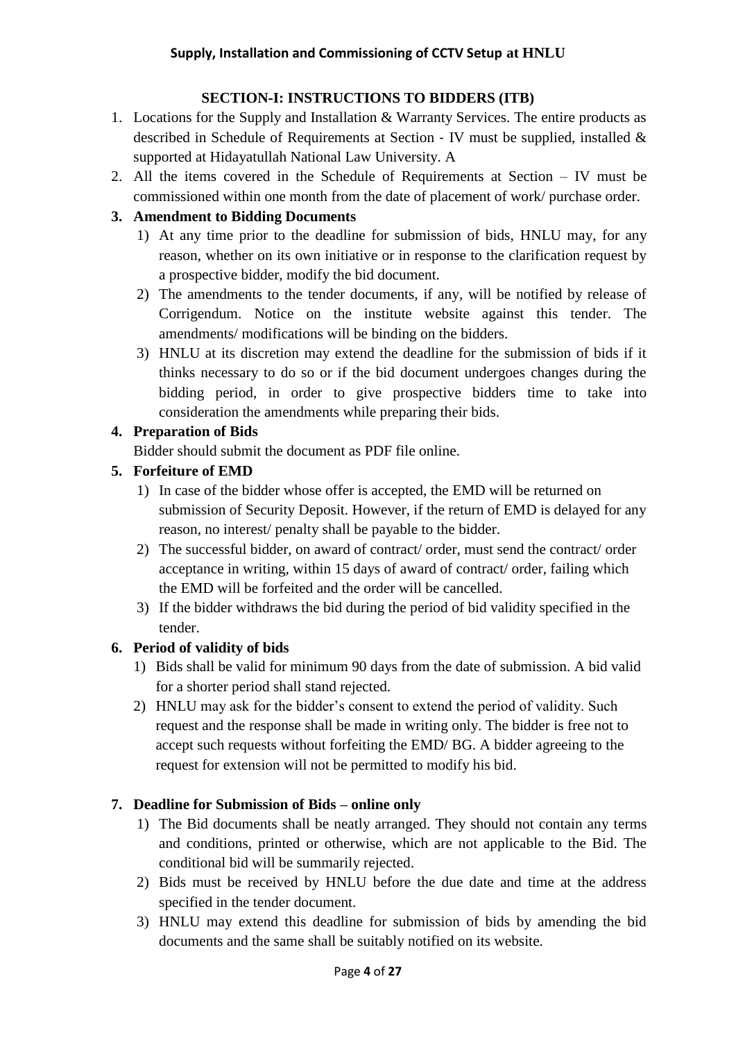## SECTION-I: INSTRUCTIONS TO BIDDERS (ITB)

1. Locations for the Supply and Installation & Warranty Services. The entire products as described in Schedule of Requirements at Section - IV must be supplied, installed & supported at Hidayatullah National Law University. A
2. All the items covered in the Schedule of Requirements at Section – IV must be commissioned within one month from the date of placement of work/ purchase order.
3. **Amendment to Bidding Documents**
   1) At any time prior to the deadline for submission of bids, HNLU may, for any reason, whether on its own initiative or in response to the clarification request by a prospective bidder, modify the bid document.
   2) The amendments to the tender documents, if any, will be notified by release of Corrigendum. Notice on the institute website against this tender. The amendments/ modifications will be binding on the bidders.
   3) HNLU at its discretion may extend the deadline for the submission of bids if it thinks necessary to do so or if the bid document undergoes changes during the bidding period, in order to give prospective bidders time to take into consideration the amendments while preparing their bids.
4. **Preparation of Bids**

   Bidder should submit the document as PDF file online.
5. **Forfeiture of EMD**
   1) In case of the bidder whose offer is accepted, the EMD will be returned on submission of Security Deposit. However, if the return of EMD is delayed for any reason, no interest/ penalty shall be payable to the bidder.
   2) The successful bidder, on award of contract/ order, must send the contract/ order acceptance in writing, within 15 days of award of contract/ order, failing which the EMD will be forfeited and the order will be cancelled.
   3) If the bidder withdraws the bid during the period of bid validity specified in the tender.
6. **Period of validity of bids**
   1) Bids shall be valid for minimum 90 days from the date of submission. A bid valid for a shorter period shall stand rejected.
   2) HNLU may ask for the bidder's consent to extend the period of validity. Such request and the response shall be made in writing only. The bidder is free not to accept such requests without forfeiting the EMD/ BG. A bidder agreeing to the request for extension will not be permitted to modify his bid.
7. **Deadline for Submission of Bids – online only**
   1) The Bid documents shall be neatly arranged. They should not contain any terms and conditions, printed or otherwise, which are not applicable to the Bid. The conditional bid will be summarily rejected.
   2) Bids must be received by HNLU before the due date and time at the address specified in the tender document.
   3) HNLU may extend this deadline for submission of bids by amending the bid documents and the same shall be suitably notified on its website.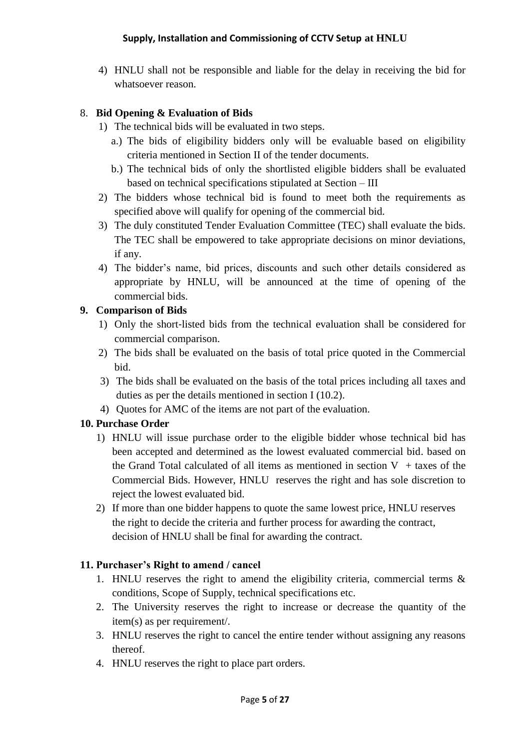4) HNLU shall not be responsible and liable for the delay in receiving the bid for whatsoever reason.

8. **Bid Opening & Evaluation of Bids**

   1) The technical bids will be evaluated in two steps.
      a.) The bids of eligibility bidders only will be evaluable based on eligibility criteria mentioned in Section II of the tender documents.
      b.) The technical bids of only the shortlisted eligible bidders shall be evaluated based on technical specifications stipulated at Section – III
   2) The bidders whose technical bid is found to meet both the requirements as specified above will qualify for opening of the commercial bid.
   3) The duly constituted Tender Evaluation Committee (TEC) shall evaluate the bids. The TEC shall be empowered to take appropriate decisions on minor deviations, if any.
   4) The bidder's name, bid prices, discounts and such other details considered as appropriate by HNLU, will be announced at the time of opening of the commercial bids.

**9. Comparison of Bids**

1) Only the short-listed bids from the technical evaluation shall be considered for commercial comparison.
2) The bids shall be evaluated on the basis of total price quoted in the Commercial bid.
3) The bids shall be evaluated on the basis of the total prices including all taxes and duties as per the details mentioned in section I (10.2).
4) Quotes for AMC of the items are not part of the evaluation.

**10. Purchase Order**

1) HNLU will issue purchase order to the eligible bidder whose technical bid has been accepted and determined as the lowest evaluated commercial bid. based on the Grand Total calculated of all items as mentioned in section V + taxes of the Commercial Bids. However, HNLU reserves the right and has sole discretion to reject the lowest evaluated bid.
2) If more than one bidder happens to quote the same lowest price, HNLU reserves the right to decide the criteria and further process for awarding the contract, decision of HNLU shall be final for awarding the contract.

**11. Purchaser's Right to amend / cancel**

1. HNLU reserves the right to amend the eligibility criteria, commercial terms & conditions, Scope of Supply, technical specifications etc.
2. The University reserves the right to increase or decrease the quantity of the item(s) as per requirement/.
3. HNLU reserves the right to cancel the entire tender without assigning any reasons thereof.
4. HNLU reserves the right to place part orders.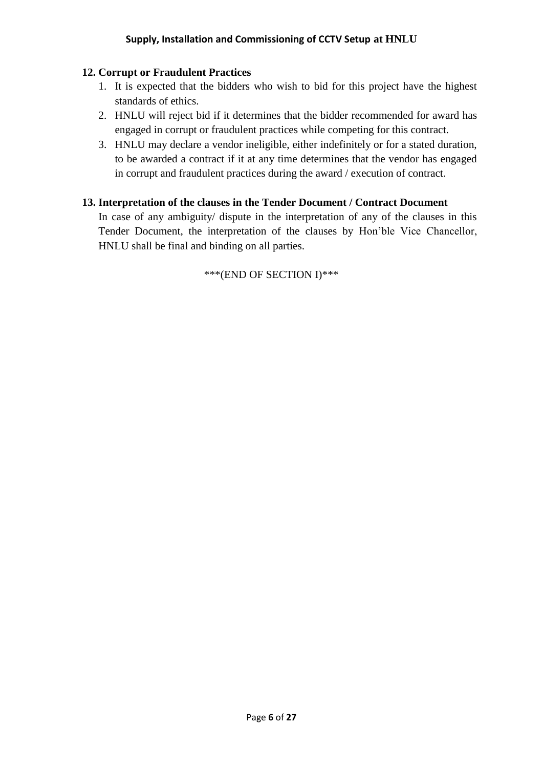**12. Corrupt or Fraudulent Practices**

1. It is expected that the bidders who wish to bid for this project have the highest standards of ethics.
2. HNLU will reject bid if it determines that the bidder recommended for award has engaged in corrupt or fraudulent practices while competing for this contract.
3. HNLU may declare a vendor ineligible, either indefinitely or for a stated duration, to be awarded a contract if it at any time determines that the vendor has engaged in corrupt and fraudulent practices during the award / execution of contract.

**13. Interpretation of the clauses in the Tender Document / Contract Document**

In case of any ambiguity/ dispute in the interpretation of any of the clauses in this Tender Document, the interpretation of the clauses by Hon'ble Vice Chancellor, HNLU shall be final and binding on all parties.

***(END OF SECTION I)***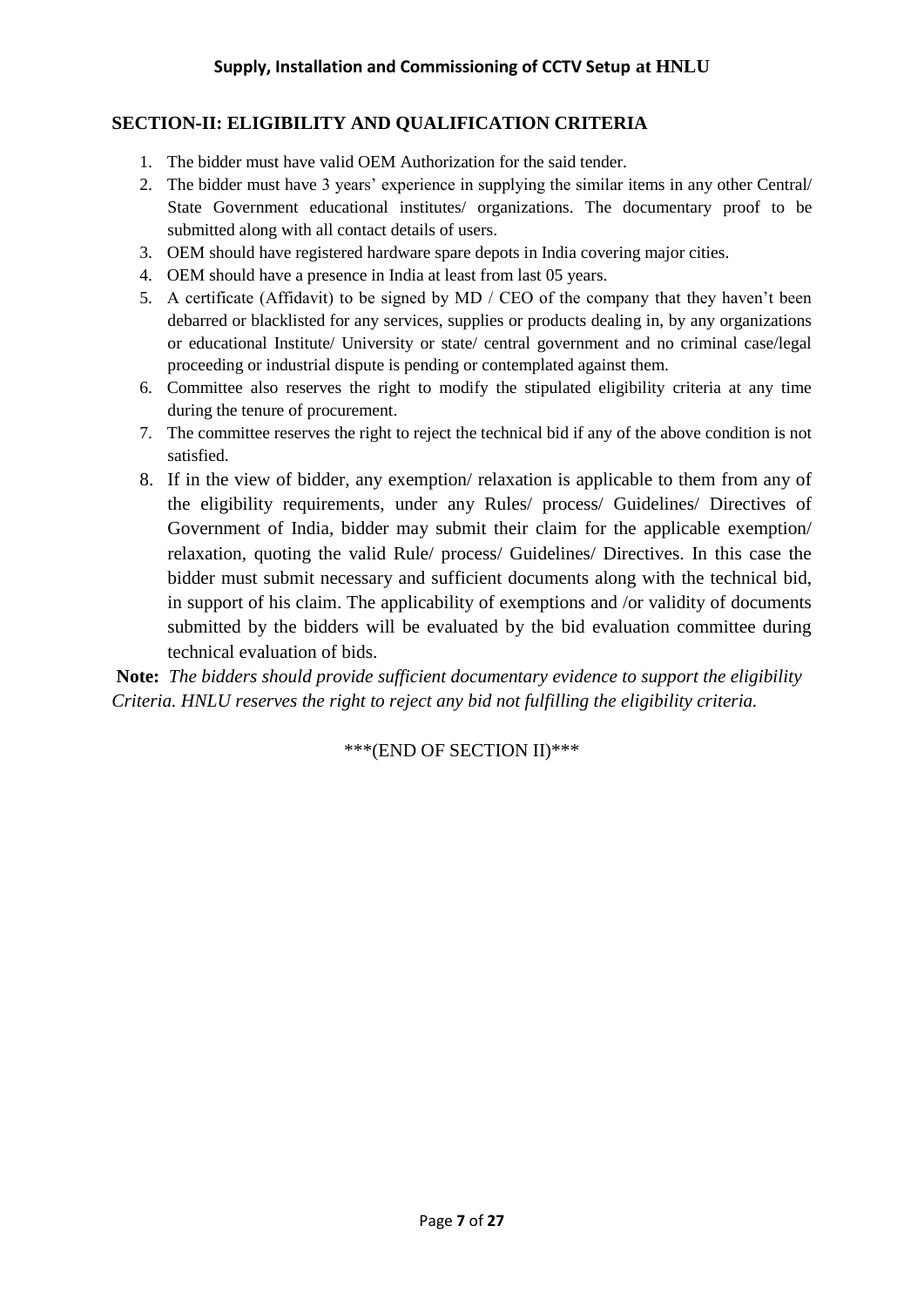## SECTION-II: ELIGIBILITY AND QUALIFICATION CRITERIA

1. The bidder must have valid OEM Authorization for the said tender.
2. The bidder must have 3 years' experience in supplying the similar items in any other Central/ State Government educational institutes/ organizations. The documentary proof to be submitted along with all contact details of users.
3. OEM should have registered hardware spare depots in India covering major cities.
4. OEM should have a presence in India at least from last 05 years.
5. A certificate (Affidavit) to be signed by MD / CEO of the company that they haven't been debarred or blacklisted for any services, supplies or products dealing in, by any organizations or educational Institute/ University or state/ central government and no criminal case/legal proceeding or industrial dispute is pending or contemplated against them.
6. Committee also reserves the right to modify the stipulated eligibility criteria at any time during the tenure of procurement.
7. The committee reserves the right to reject the technical bid if any of the above condition is not satisfied.
8. If in the view of bidder, any exemption/ relaxation is applicable to them from any of the eligibility requirements, under any Rules/ process/ Guidelines/ Directives of Government of India, bidder may submit their claim for the applicable exemption/ relaxation, quoting the valid Rule/ process/ Guidelines/ Directives. In this case the bidder must submit necessary and sufficient documents along with the technical bid, in support of his claim. The applicability of exemptions and /or validity of documents submitted by the bidders will be evaluated by the bid evaluation committee during technical evaluation of bids.

**Note:** *The bidders should provide sufficient documentary evidence to support the eligibility Criteria. HNLU reserves the right to reject any bid not fulfilling the eligibility criteria.*

***(END OF SECTION II)***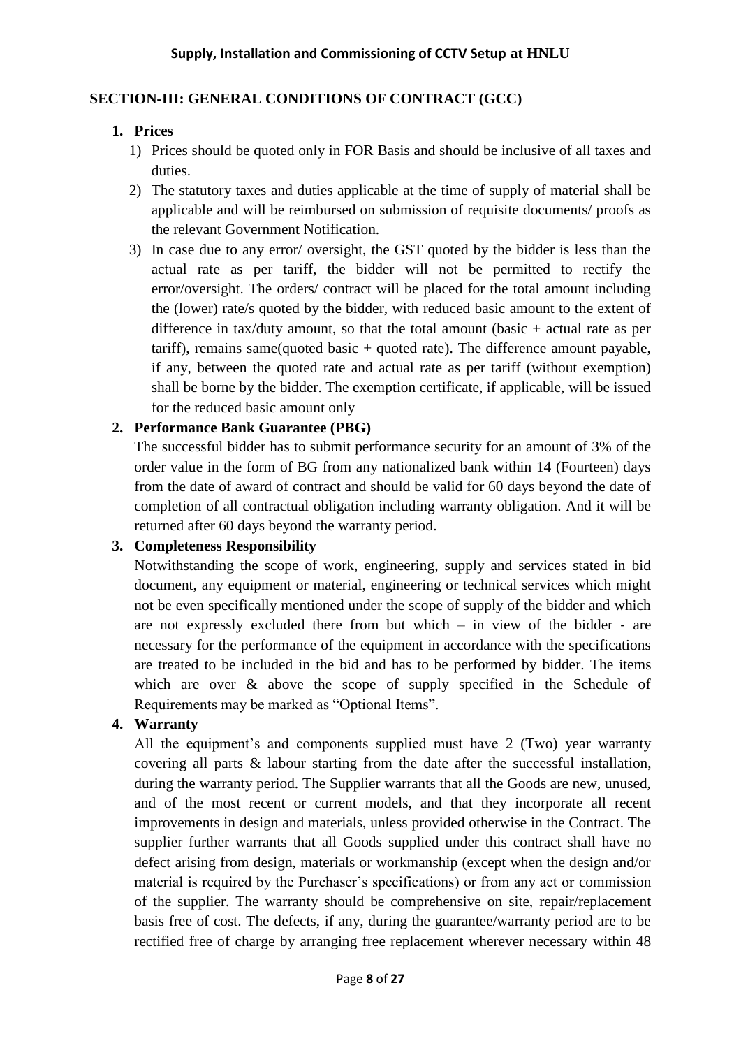## SECTION-III: GENERAL CONDITIONS OF CONTRACT (GCC)

1. **Prices**
   1) Prices should be quoted only in FOR Basis and should be inclusive of all taxes and duties.
   2) The statutory taxes and duties applicable at the time of supply of material shall be applicable and will be reimbursed on submission of requisite documents/ proofs as the relevant Government Notification.
   3) In case due to any error/ oversight, the GST quoted by the bidder is less than the actual rate as per tariff, the bidder will not be permitted to rectify the error/oversight. The orders/ contract will be placed for the total amount including the (lower) rate/s quoted by the bidder, with reduced basic amount to the extent of difference in tax/duty amount, so that the total amount (basic + actual rate as per tariff), remains same(quoted basic + quoted rate). The difference amount payable, if any, between the quoted rate and actual rate as per tariff (without exemption) shall be borne by the bidder. The exemption certificate, if applicable, will be issued for the reduced basic amount only

2. **Performance Bank Guarantee (PBG)**

   The successful bidder has to submit performance security for an amount of 3% of the order value in the form of BG from any nationalized bank within 14 (Fourteen) days from the date of award of contract and should be valid for 60 days beyond the date of completion of all contractual obligation including warranty obligation. And it will be returned after 60 days beyond the warranty period.

3. **Completeness Responsibility**

   Notwithstanding the scope of work, engineering, supply and services stated in bid document, any equipment or material, engineering or technical services which might not be even specifically mentioned under the scope of supply of the bidder and which are not expressly excluded there from but which – in view of the bidder - are necessary for the performance of the equipment in accordance with the specifications are treated to be included in the bid and has to be performed by bidder. The items which are over & above the scope of supply specified in the Schedule of Requirements may be marked as "Optional Items".

4. **Warranty**

   All the equipment's and components supplied must have 2 (Two) year warranty covering all parts & labour starting from the date after the successful installation, during the warranty period. The Supplier warrants that all the Goods are new, unused, and of the most recent or current models, and that they incorporate all recent improvements in design and materials, unless provided otherwise in the Contract. The supplier further warrants that all Goods supplied under this contract shall have no defect arising from design, materials or workmanship (except when the design and/or material is required by the Purchaser's specifications) or from any act or commission of the supplier. The warranty should be comprehensive on site, repair/replacement basis free of cost. The defects, if any, during the guarantee/warranty period are to be rectified free of charge by arranging free replacement wherever necessary within 48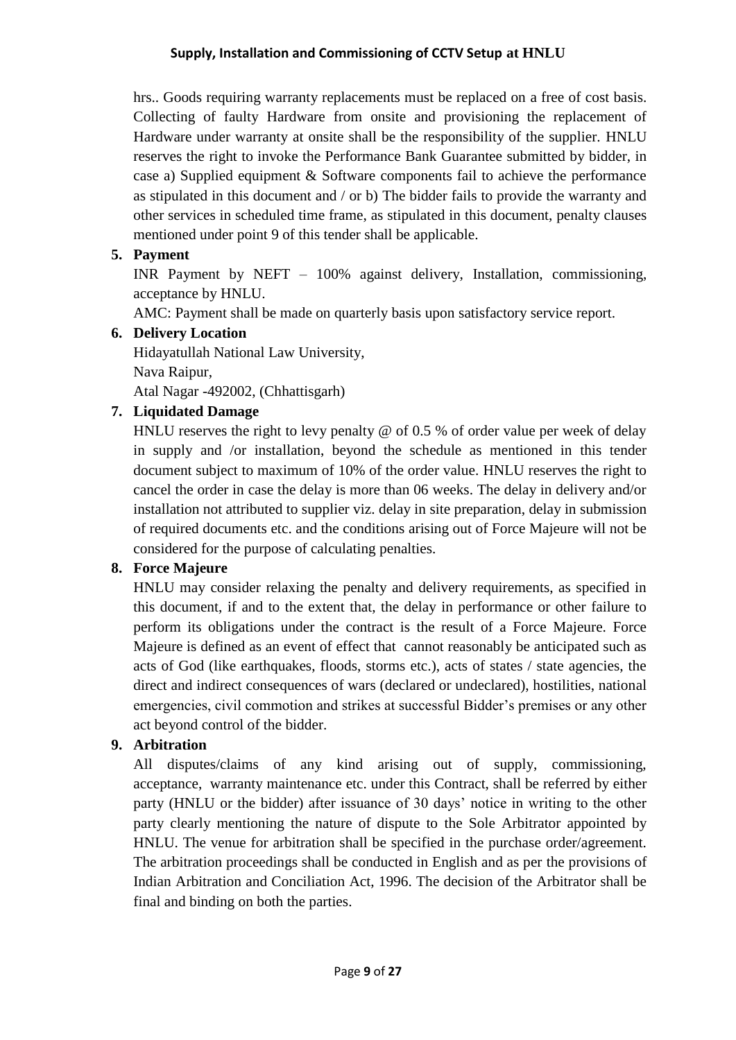hrs.. Goods requiring warranty replacements must be replaced on a free of cost basis. Collecting of faulty Hardware from onsite and provisioning the replacement of Hardware under warranty at onsite shall be the responsibility of the supplier. HNLU reserves the right to invoke the Performance Bank Guarantee submitted by bidder, in case a) Supplied equipment & Software components fail to achieve the performance as stipulated in this document and / or b) The bidder fails to provide the warranty and other services in scheduled time frame, as stipulated in this document, penalty clauses mentioned under point 9 of this tender shall be applicable.

**5. Payment**

INR Payment by NEFT – 100% against delivery, Installation, commissioning, acceptance by HNLU.

AMC: Payment shall be made on quarterly basis upon satisfactory service report.

**6. Delivery Location**

Hidayatullah National Law University,
Nava Raipur,
Atal Nagar -492002, (Chhattisgarh)

**7. Liquidated Damage**

HNLU reserves the right to levy penalty @ of 0.5 % of order value per week of delay in supply and /or installation, beyond the schedule as mentioned in this tender document subject to maximum of 10% of the order value. HNLU reserves the right to cancel the order in case the delay is more than 06 weeks. The delay in delivery and/or installation not attributed to supplier viz. delay in site preparation, delay in submission of required documents etc. and the conditions arising out of Force Majeure will not be considered for the purpose of calculating penalties.

**8. Force Majeure**

HNLU may consider relaxing the penalty and delivery requirements, as specified in this document, if and to the extent that, the delay in performance or other failure to perform its obligations under the contract is the result of a Force Majeure. Force Majeure is defined as an event of effect that cannot reasonably be anticipated such as acts of God (like earthquakes, floods, storms etc.), acts of states / state agencies, the direct and indirect consequences of wars (declared or undeclared), hostilities, national emergencies, civil commotion and strikes at successful Bidder's premises or any other act beyond control of the bidder.

**9. Arbitration**

All disputes/claims of any kind arising out of supply, commissioning, acceptance, warranty maintenance etc. under this Contract, shall be referred by either party (HNLU or the bidder) after issuance of 30 days' notice in writing to the other party clearly mentioning the nature of dispute to the Sole Arbitrator appointed by HNLU. The venue for arbitration shall be specified in the purchase order/agreement. The arbitration proceedings shall be conducted in English and as per the provisions of Indian Arbitration and Conciliation Act, 1996. The decision of the Arbitrator shall be final and binding on both the parties.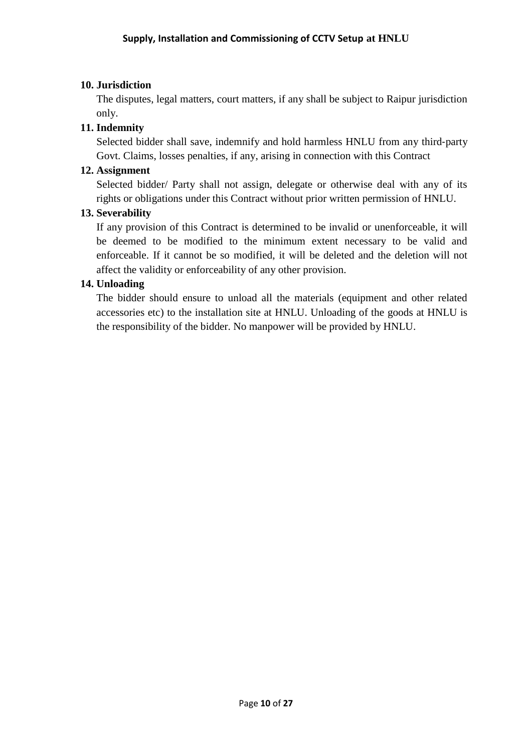**10. Jurisdiction**

The disputes, legal matters, court matters, if any shall be subject to Raipur jurisdiction only.

**11. Indemnity**

Selected bidder shall save, indemnify and hold harmless HNLU from any third-party Govt. Claims, losses penalties, if any, arising in connection with this Contract

**12. Assignment**

Selected bidder/ Party shall not assign, delegate or otherwise deal with any of its rights or obligations under this Contract without prior written permission of HNLU.

**13. Severability**

If any provision of this Contract is determined to be invalid or unenforceable, it will be deemed to be modified to the minimum extent necessary to be valid and enforceable. If it cannot be so modified, it will be deleted and the deletion will not affect the validity or enforceability of any other provision.

**14. Unloading**

The bidder should ensure to unload all the materials (equipment and other related accessories etc) to the installation site at HNLU. Unloading of the goods at HNLU is the responsibility of the bidder. No manpower will be provided by HNLU.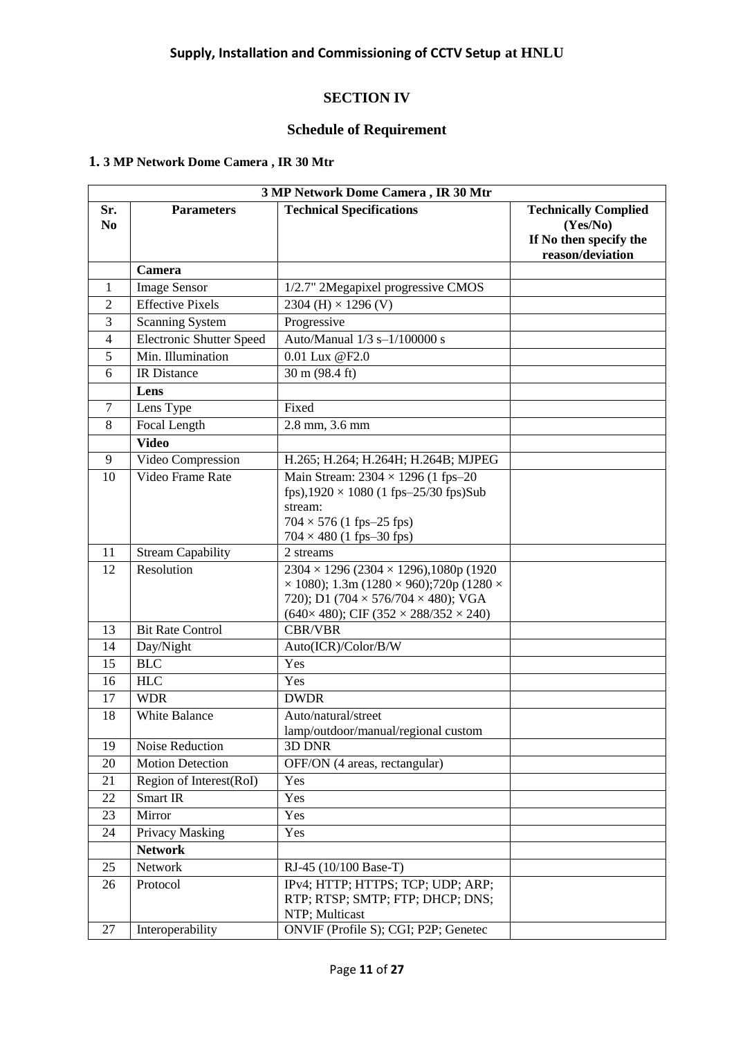## SECTION IV

## Schedule of Requirement

### 1. 3 MP Network Dome Camera , IR 30 Mtr

| 3 MP Network Dome Camera , IR 30 Mtr | | | |
|---|---|---|---|
| **Sr. No** | **Parameters** | **Technical Specifications** | **Technically Complied (Yes/No) If No then specify the reason/deviation** |
| | **Camera** | | |
| 1 | Image Sensor | 1/2.7" 2Megapixel progressive CMOS | |
| 2 | Effective Pixels | 2304 (H) × 1296 (V) | |
| 3 | Scanning System | Progressive | |
| 4 | Electronic Shutter Speed | Auto/Manual 1/3 s–1/100000 s | |
| 5 | Min. Illumination | 0.01 Lux @F2.0 | |
| 6 | IR Distance | 30 m (98.4 ft) | |
| | **Lens** | | |
| 7 | Lens Type | Fixed | |
| 8 | Focal Length | 2.8 mm, 3.6 mm | |
| | **Video** | | |
| 9 | Video Compression | H.265; H.264; H.264H; H.264B; MJPEG | |
| 10 | Video Frame Rate | Main Stream: 2304 × 1296 (1 fps–20 fps),1920 × 1080 (1 fps–25/30 fps)Sub stream: 704 × 576 (1 fps–25 fps) 704 × 480 (1 fps–30 fps) | |
| 11 | Stream Capability | 2 streams | |
| 12 | Resolution | 2304 × 1296 (2304 × 1296),1080p (1920 × 1080); 1.3m (1280 × 960);720p (1280 × 720); D1 (704 × 576/704 × 480); VGA (640× 480); CIF (352 × 288/352 × 240) | |
| 13 | Bit Rate Control | CBR/VBR | |
| 14 | Day/Night | Auto(ICR)/Color/B/W | |
| 15 | BLC | Yes | |
| 16 | HLC | Yes | |
| 17 | WDR | DWDR | |
| 18 | White Balance | Auto/natural/street lamp/outdoor/manual/regional custom | |
| 19 | Noise Reduction | 3D DNR | |
| 20 | Motion Detection | OFF/ON (4 areas, rectangular) | |
| 21 | Region of Interest(RoI) | Yes | |
| 22 | Smart IR | Yes | |
| 23 | Mirror | Yes | |
| 24 | Privacy Masking | Yes | |
| | **Network** | | |
| 25 | Network | RJ-45 (10/100 Base-T) | |
| 26 | Protocol | IPv4; HTTP; HTTPS; TCP; UDP; ARP; RTP; RTSP; SMTP; FTP; DHCP; DNS; NTP; Multicast | |
| 27 | Interoperability | ONVIF (Profile S); CGI; P2P; Genetec | |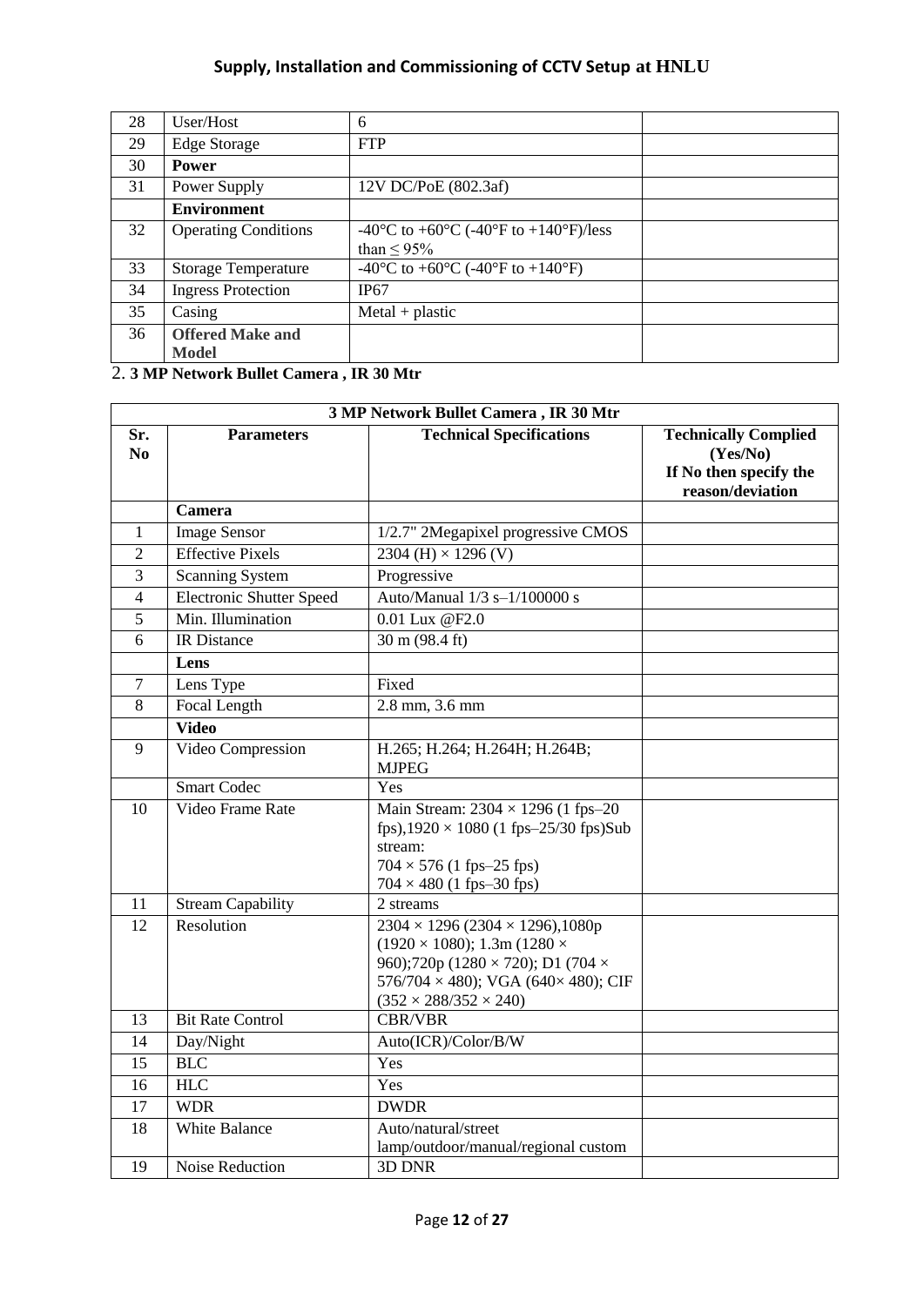| | | | |
|---|---|---|---|
| 28 | User/Host | 6 | |
| 29 | Edge Storage | FTP | |
| 30 | **Power** | | |
| 31 | Power Supply | 12V DC/PoE (802.3af) | |
| | **Environment** | | |
| 32 | Operating Conditions | -40°C to +60°C (-40°F to +140°F)/less than ≤ 95% | |
| 33 | Storage Temperature | -40°C to +60°C (-40°F to +140°F) | |
| 34 | Ingress Protection | IP67 | |
| 35 | Casing | Metal + plastic | |
| 36 | **Offered Make and Model** | | |

2. **3 MP Network Bullet Camera , IR 30 Mtr**

| **3 MP Network Bullet Camera , IR 30 Mtr** | | | |
|---|---|---|---|
| **Sr. No** | **Parameters** | **Technical Specifications** | **Technically Complied (Yes/No) If No then specify the reason/deviation** |
| | **Camera** | | |
| 1 | Image Sensor | 1/2.7" 2Megapixel progressive CMOS | |
| 2 | Effective Pixels | 2304 (H) × 1296 (V) | |
| 3 | Scanning System | Progressive | |
| 4 | Electronic Shutter Speed | Auto/Manual 1/3 s–1/100000 s | |
| 5 | Min. Illumination | 0.01 Lux @F2.0 | |
| 6 | IR Distance | 30 m (98.4 ft) | |
| | **Lens** | | |
| 7 | Lens Type | Fixed | |
| 8 | Focal Length | 2.8 mm, 3.6 mm | |
| | **Video** | | |
| 9 | Video Compression | H.265; H.264; H.264H; H.264B; MJPEG | |
| | Smart Codec | Yes | |
| 10 | Video Frame Rate | Main Stream: 2304 × 1296 (1 fps–20 fps),1920 × 1080 (1 fps–25/30 fps)Sub stream: 704 × 576 (1 fps–25 fps) 704 × 480 (1 fps–30 fps) | |
| 11 | Stream Capability | 2 streams | |
| 12 | Resolution | 2304 × 1296 (2304 × 1296),1080p (1920 × 1080); 1.3m (1280 × 960);720p (1280 × 720); D1 (704 × 576/704 × 480); VGA (640× 480); CIF (352 × 288/352 × 240) | |
| 13 | Bit Rate Control | CBR/VBR | |
| 14 | Day/Night | Auto(ICR)/Color/B/W | |
| 15 | BLC | Yes | |
| 16 | HLC | Yes | |
| 17 | WDR | DWDR | |
| 18 | White Balance | Auto/natural/street lamp/outdoor/manual/regional custom | |
| 19 | Noise Reduction | 3D DNR | |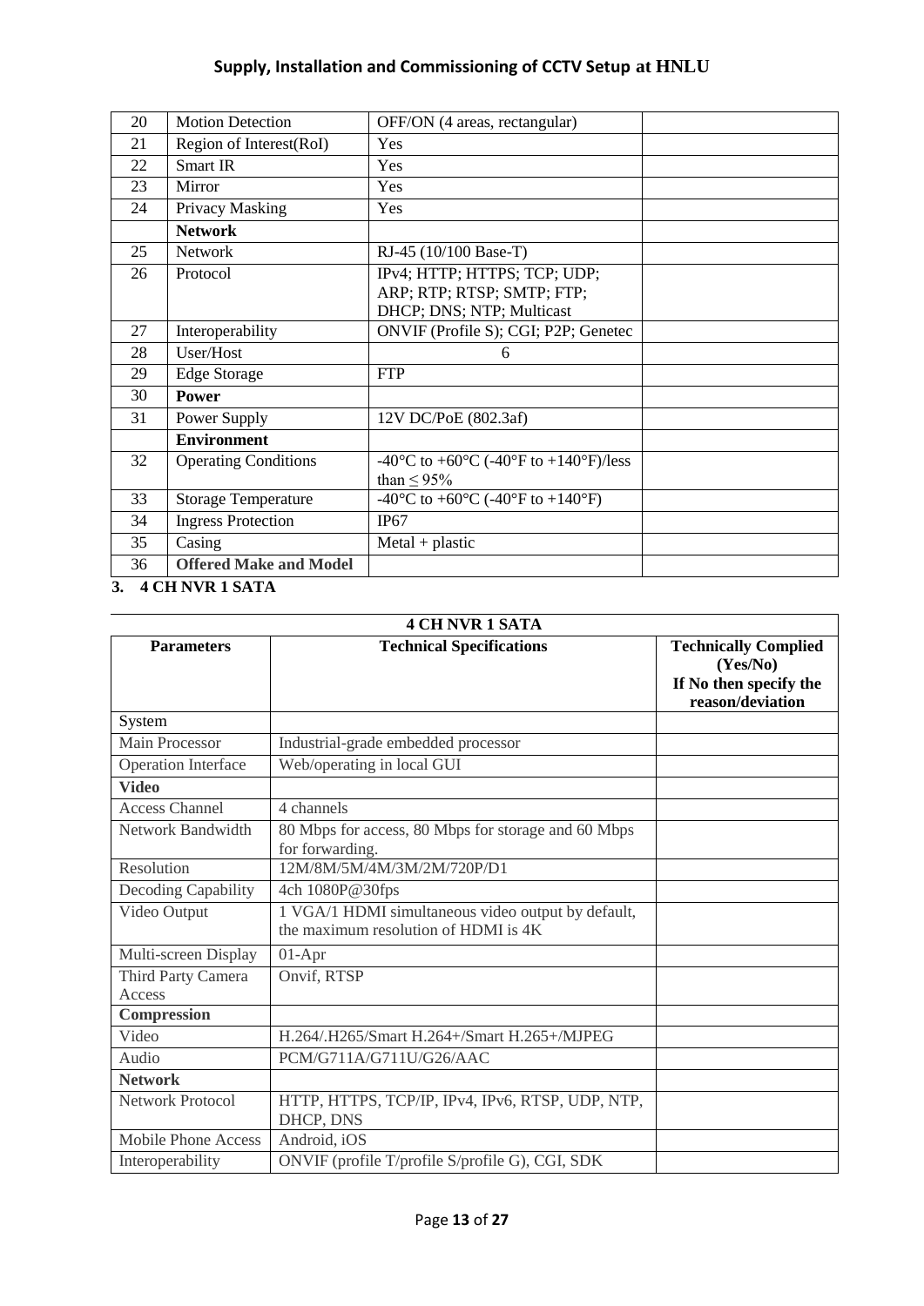| 20 | Motion Detection | OFF/ON (4 areas, rectangular) | |
|---|---|---|---|
| 21 | Region of Interest(RoI) | Yes | |
| 22 | Smart IR | Yes | |
| 23 | Mirror | Yes | |
| 24 | Privacy Masking | Yes | |
| | **Network** | | |
| 25 | Network | RJ-45 (10/100 Base-T) | |
| 26 | Protocol | IPv4; HTTP; HTTPS; TCP; UDP; ARP; RTP; RTSP; SMTP; FTP; DHCP; DNS; NTP; Multicast | |
| 27 | Interoperability | ONVIF (Profile S); CGI; P2P; Genetec | |
| 28 | User/Host | 6 | |
| 29 | Edge Storage | FTP | |
| 30 | **Power** | | |
| 31 | Power Supply | 12V DC/PoE (802.3af) | |
| | **Environment** | | |
| 32 | Operating Conditions | -40°C to +60°C (-40°F to +140°F)/less than ≤ 95% | |
| 33 | Storage Temperature | -40°C to +60°C (-40°F to +140°F) | |
| 34 | Ingress Protection | IP67 | |
| 35 | Casing | Metal + plastic | |
| 36 | **Offered Make and Model** | | |

**3. 4 CH NVR 1 SATA**

| **4 CH NVR 1 SATA** | | |
|---|---|---|
| **Parameters** | **Technical Specifications** | **Technically Complied (Yes/No) If No then specify the reason/deviation** |
| System | | |
| Main Processor | Industrial-grade embedded processor | |
| Operation Interface | Web/operating in local GUI | |
| **Video** | | |
| Access Channel | 4 channels | |
| Network Bandwidth | 80 Mbps for access, 80 Mbps for storage and 60 Mbps for forwarding. | |
| Resolution | 12M/8M/5M/4M/3M/2M/720P/D1 | |
| Decoding Capability | 4ch 1080P@30fps | |
| Video Output | 1 VGA/1 HDMI simultaneous video output by default, the maximum resolution of HDMI is 4K | |
| Multi-screen Display | 01-Apr | |
| Third Party Camera Access | Onvif, RTSP | |
| **Compression** | | |
| Video | H.264/.H265/Smart H.264+/Smart H.265+/MJPEG | |
| Audio | PCM/G711A/G711U/G26/AAC | |
| **Network** | | |
| Network Protocol | HTTP, HTTPS, TCP/IP, IPv4, IPv6, RTSP, UDP, NTP, DHCP, DNS | |
| Mobile Phone Access | Android, iOS | |
| Interoperability | ONVIF (profile T/profile S/profile G), CGI, SDK | |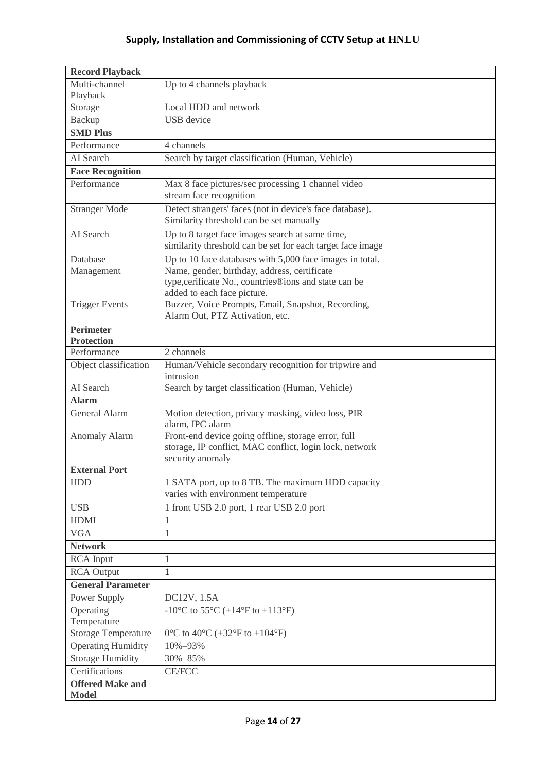| **Record Playback** | | |
|---|---|---|
| Multi-channel Playback | Up to 4 channels playback | |
| Storage | Local HDD and network | |
| Backup | USB device | |
| **SMD Plus** | | |
| Performance | 4 channels | |
| AI Search | Search by target classification (Human, Vehicle) | |
| **Face Recognition** | | |
| Performance | Max 8 face pictures/sec processing 1 channel video stream face recognition | |
| Stranger Mode | Detect strangers' faces (not in device's face database). Similarity threshold can be set manually | |
| AI Search | Up to 8 target face images search at same time, similarity threshold can be set for each target face image | |
| Database Management | Up to 10 face databases with 5,000 face images in total. Name, gender, birthday, address, certificate type,cerificate No., countries®ions and state can be added to each face picture. | |
| Trigger Events | Buzzer, Voice Prompts, Email, Snapshot, Recording, Alarm Out, PTZ Activation, etc. | |
| **Perimeter Protection** | | |
| Performance | 2 channels | |
| Object classification | Human/Vehicle secondary recognition for tripwire and intrusion | |
| AI Search | Search by target classification (Human, Vehicle) | |
| **Alarm** | | |
| General Alarm | Motion detection, privacy masking, video loss, PIR alarm, IPC alarm | |
| Anomaly Alarm | Front-end device going offline, storage error, full storage, IP conflict, MAC conflict, login lock, network security anomaly | |
| **External Port** | | |
| HDD | 1 SATA port, up to 8 TB. The maximum HDD capacity varies with environment temperature | |
| USB | 1 front USB 2.0 port, 1 rear USB 2.0 port | |
| HDMI | 1 | |
| VGA | 1 | |
| **Network** | | |
| RCA Input | 1 | |
| RCA Output | 1 | |
| **General Parameter** | | |
| Power Supply | DC12V, 1.5A | |
| Operating Temperature | -10°C to 55°C (+14°F to +113°F) | |
| Storage Temperature | 0°C to 40°C (+32°F to +104°F) | |
| Operating Humidity | 10%–93% | |
| Storage Humidity | 30%–85% | |
| Certifications | CE/FCC | |
| **Offered Make and Model** | | |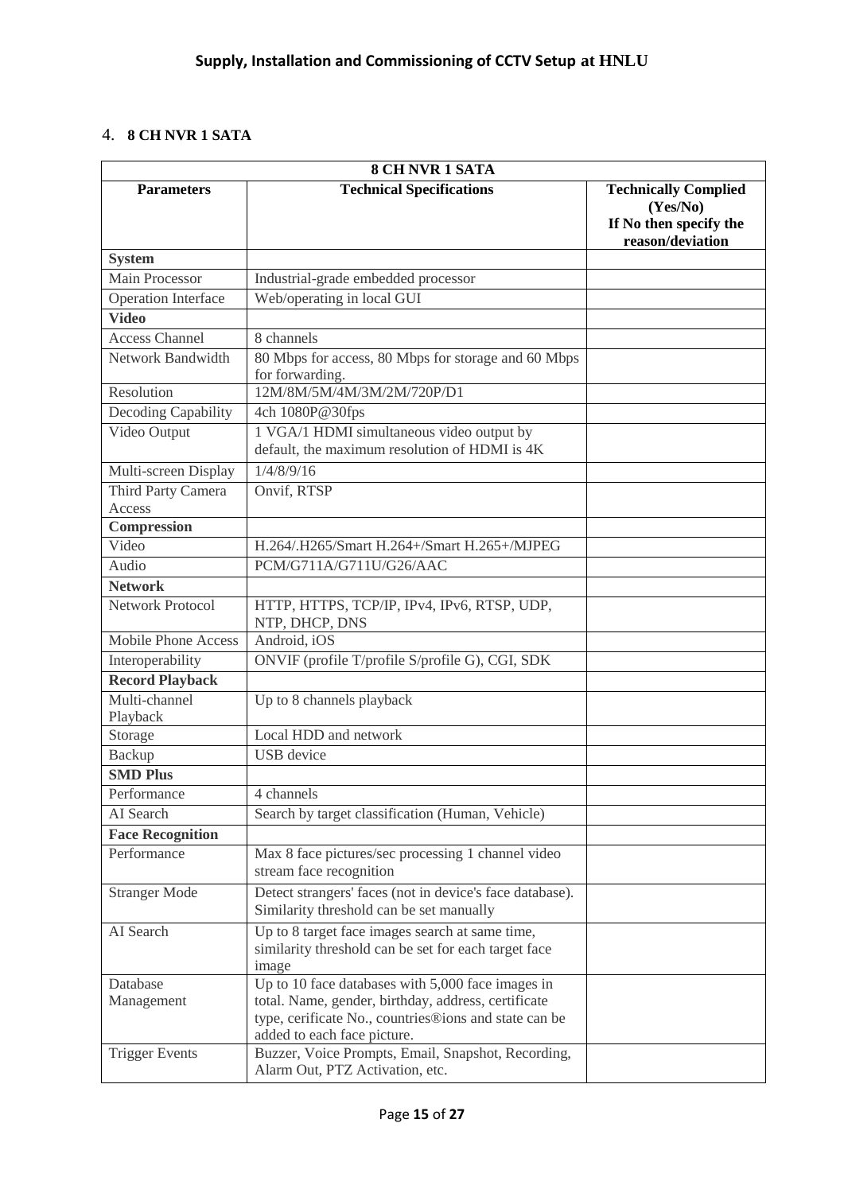## 4. **8 CH NVR 1 SATA**

| **8 CH NVR 1 SATA** | | |
|---|---|---|
| **Parameters** | **Technical Specifications** | **Technically Complied (Yes/No) If No then specify the reason/deviation** |
| **System** | | |
| Main Processor | Industrial-grade embedded processor | |
| Operation Interface | Web/operating in local GUI | |
| **Video** | | |
| Access Channel | 8 channels | |
| Network Bandwidth | 80 Mbps for access, 80 Mbps for storage and 60 Mbps for forwarding. | |
| Resolution | 12M/8M/5M/4M/3M/2M/720P/D1 | |
| Decoding Capability | 4ch 1080P@30fps | |
| Video Output | 1 VGA/1 HDMI simultaneous video output by default, the maximum resolution of HDMI is 4K | |
| Multi-screen Display | 1/4/8/9/16 | |
| Third Party Camera Access | Onvif, RTSP | |
| **Compression** | | |
| Video | H.264/.H265/Smart H.264+/Smart H.265+/MJPEG | |
| Audio | PCM/G711A/G711U/G26/AAC | |
| **Network** | | |
| Network Protocol | HTTP, HTTPS, TCP/IP, IPv4, IPv6, RTSP, UDP, NTP, DHCP, DNS | |
| Mobile Phone Access | Android, iOS | |
| Interoperability | ONVIF (profile T/profile S/profile G), CGI, SDK | |
| **Record Playback** | | |
| Multi-channel Playback | Up to 8 channels playback | |
| Storage | Local HDD and network | |
| Backup | USB device | |
| **SMD Plus** | | |
| Performance | 4 channels | |
| AI Search | Search by target classification (Human, Vehicle) | |
| **Face Recognition** | | |
| Performance | Max 8 face pictures/sec processing 1 channel video stream face recognition | |
| Stranger Mode | Detect strangers' faces (not in device's face database). Similarity threshold can be set manually | |
| AI Search | Up to 8 target face images search at same time, similarity threshold can be set for each target face image | |
| Database Management | Up to 10 face databases with 5,000 face images in total. Name, gender, birthday, address, certificate type, cerificate No., countries®ions and state can be added to each face picture. | |
| Trigger Events | Buzzer, Voice Prompts, Email, Snapshot, Recording, Alarm Out, PTZ Activation, etc. | |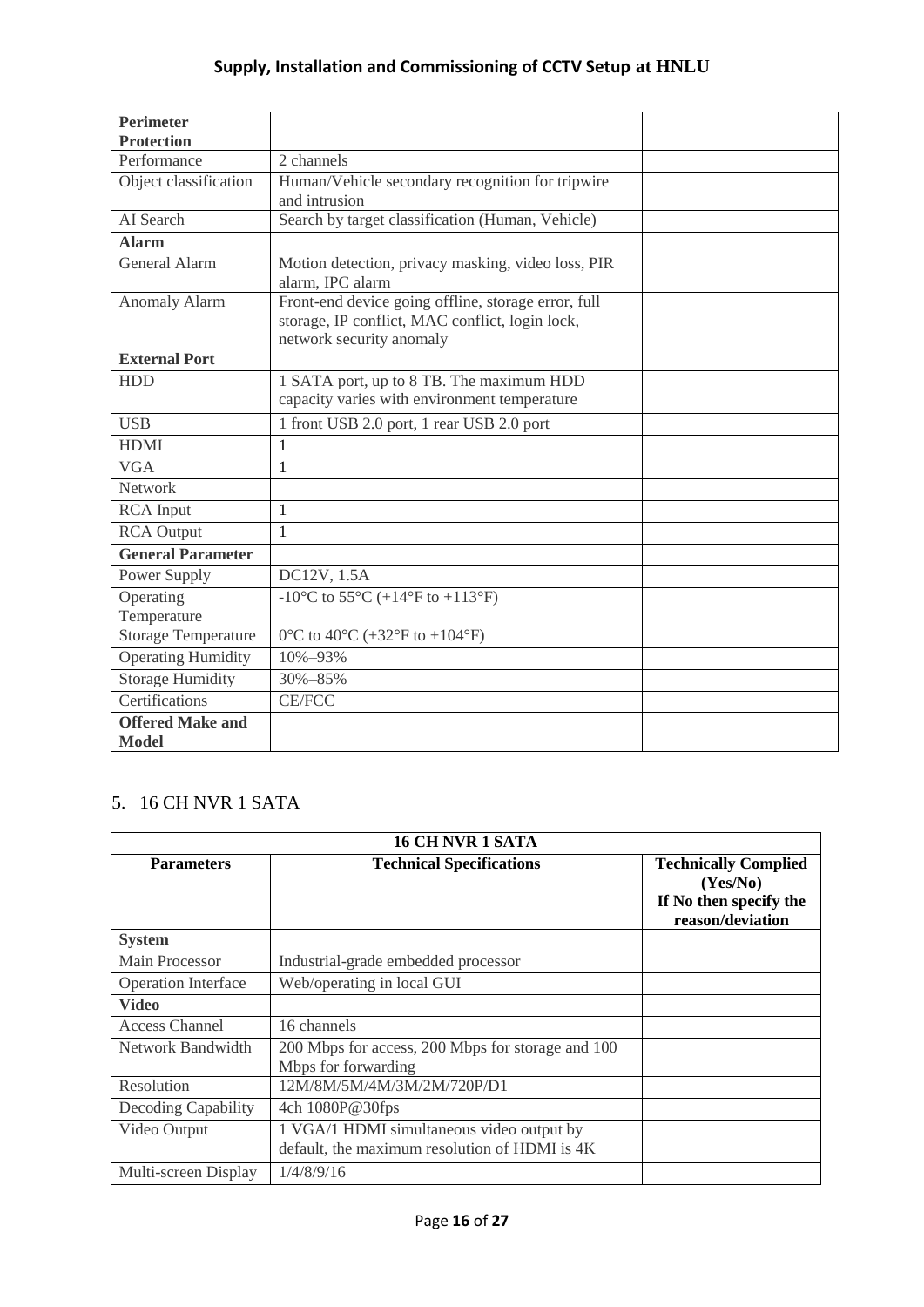| Perimeter Protection | | |
|---|---|---|
| Performance | 2 channels | |
| Object classification | Human/Vehicle secondary recognition for tripwire and intrusion | |
| AI Search | Search by target classification (Human, Vehicle) | |
| **Alarm** | | |
| General Alarm | Motion detection, privacy masking, video loss, PIR alarm, IPC alarm | |
| Anomaly Alarm | Front-end device going offline, storage error, full storage, IP conflict, MAC conflict, login lock, network security anomaly | |
| **External Port** | | |
| HDD | 1 SATA port, up to 8 TB. The maximum HDD capacity varies with environment temperature | |
| USB | 1 front USB 2.0 port, 1 rear USB 2.0 port | |
| HDMI | 1 | |
| VGA | 1 | |
| Network | | |
| RCA Input | 1 | |
| RCA Output | 1 | |
| **General Parameter** | | |
| Power Supply | DC12V, 1.5A | |
| Operating Temperature | -10°C to 55°C (+14°F to +113°F) | |
| Storage Temperature | 0°C to 40°C (+32°F to +104°F) | |
| Operating Humidity | 10%–93% | |
| Storage Humidity | 30%–85% | |
| Certifications | CE/FCC | |
| **Offered Make and Model** | | |

5. 16 CH NVR 1 SATA

| 16 CH NVR 1 SATA | | |
|---|---|---|
| **Parameters** | **Technical Specifications** | **Technically Complied (Yes/No) If No then specify the reason/deviation** |
| **System** | | |
| Main Processor | Industrial-grade embedded processor | |
| Operation Interface | Web/operating in local GUI | |
| **Video** | | |
| Access Channel | 16 channels | |
| Network Bandwidth | 200 Mbps for access, 200 Mbps for storage and 100 Mbps for forwarding | |
| Resolution | 12M/8M/5M/4M/3M/2M/720P/D1 | |
| Decoding Capability | 4ch 1080P@30fps | |
| Video Output | 1 VGA/1 HDMI simultaneous video output by default, the maximum resolution of HDMI is 4K | |
| Multi-screen Display | 1/4/8/9/16 | |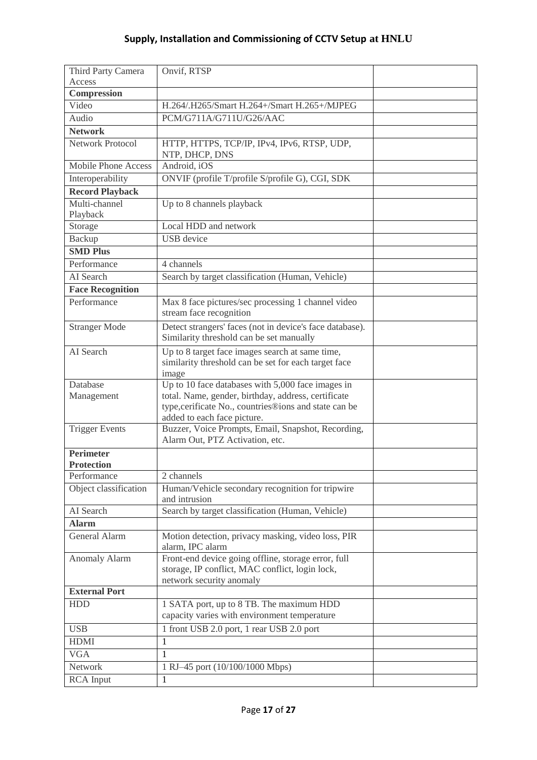| Third Party Camera Access | Onvif, RTSP | |
|---|---|---|
| **Compression** | | |
| Video | H.264/.H265/Smart H.264+/Smart H.265+/MJPEG | |
| Audio | PCM/G711A/G711U/G26/AAC | |
| **Network** | | |
| Network Protocol | HTTP, HTTPS, TCP/IP, IPv4, IPv6, RTSP, UDP, NTP, DHCP, DNS | |
| Mobile Phone Access | Android, iOS | |
| Interoperability | ONVIF (profile T/profile S/profile G), CGI, SDK | |
| **Record Playback** | | |
| Multi-channel Playback | Up to 8 channels playback | |
| Storage | Local HDD and network | |
| Backup | USB device | |
| **SMD Plus** | | |
| Performance | 4 channels | |
| AI Search | Search by target classification (Human, Vehicle) | |
| **Face Recognition** | | |
| Performance | Max 8 face pictures/sec processing 1 channel video stream face recognition | |
| Stranger Mode | Detect strangers' faces (not in device's face database). Similarity threshold can be set manually | |
| AI Search | Up to 8 target face images search at same time, similarity threshold can be set for each target face image | |
| Database Management | Up to 10 face databases with 5,000 face images in total. Name, gender, birthday, address, certificate type,cerificate No., countries®ions and state can be added to each face picture. | |
| Trigger Events | Buzzer, Voice Prompts, Email, Snapshot, Recording, Alarm Out, PTZ Activation, etc. | |
| **Perimeter Protection** | | |
| Performance | 2 channels | |
| Object classification | Human/Vehicle secondary recognition for tripwire and intrusion | |
| AI Search | Search by target classification (Human, Vehicle) | |
| **Alarm** | | |
| General Alarm | Motion detection, privacy masking, video loss, PIR alarm, IPC alarm | |
| Anomaly Alarm | Front-end device going offline, storage error, full storage, IP conflict, MAC conflict, login lock, network security anomaly | |
| **External Port** | | |
| HDD | 1 SATA port, up to 8 TB. The maximum HDD capacity varies with environment temperature | |
| USB | 1 front USB 2.0 port, 1 rear USB 2.0 port | |
| HDMI | 1 | |
| VGA | 1 | |
| Network | 1 RJ–45 port (10/100/1000 Mbps) | |
| RCA Input | 1 | |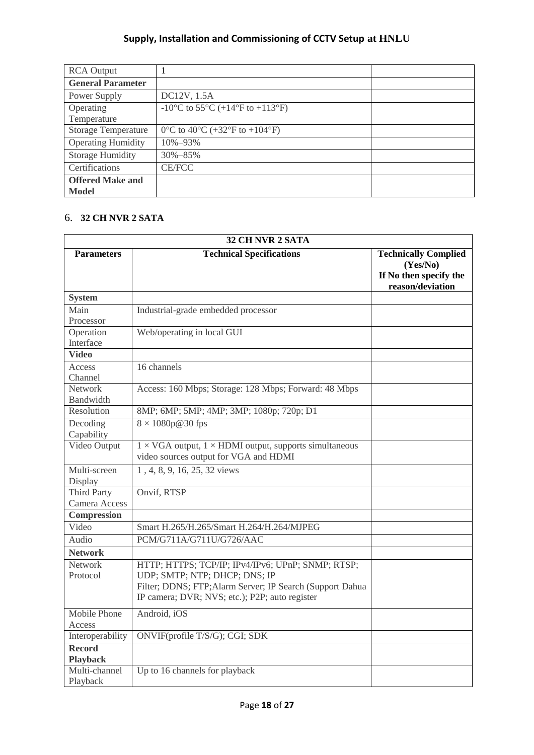| RCA Output | 1 | |
|---|---|---|
| **General Parameter** | | |
| Power Supply | DC12V, 1.5A | |
| Operating Temperature | -10°C to 55°C (+14°F to +113°F) | |
| Storage Temperature | 0°C to 40°C (+32°F to +104°F) | |
| Operating Humidity | 10%–93% | |
| Storage Humidity | 30%–85% | |
| Certifications | CE/FCC | |
| **Offered Make and Model** | | |

6. **32 CH NVR 2 SATA**

| **32 CH NVR 2 SATA** | | |
|---|---|---|
| **Parameters** | **Technical Specifications** | **Technically Complied (Yes/No) If No then specify the reason/deviation** |
| **System** | | |
| Main Processor | Industrial-grade embedded processor | |
| Operation Interface | Web/operating in local GUI | |
| **Video** | | |
| Access Channel | 16 channels | |
| Network Bandwidth | Access: 160 Mbps; Storage: 128 Mbps; Forward: 48 Mbps | |
| Resolution | 8MP; 6MP; 5MP; 4MP; 3MP; 1080p; 720p; D1 | |
| Decoding Capability | 8 × 1080p@30 fps | |
| Video Output | 1 × VGA output, 1 × HDMI output, supports simultaneous video sources output for VGA and HDMI | |
| Multi-screen Display | 1 , 4, 8, 9, 16, 25, 32 views | |
| Third Party Camera Access | Onvif, RTSP | |
| **Compression** | | |
| Video | Smart H.265/H.265/Smart H.264/H.264/MJPEG | |
| Audio | PCM/G711A/G711U/G726/AAC | |
| **Network** | | |
| Network Protocol | HTTP; HTTPS; TCP/IP; IPv4/IPv6; UPnP; SNMP; RTSP; UDP; SMTP; NTP; DHCP; DNS; IP Filter; DDNS; FTP;Alarm Server; IP Search (Support Dahua IP camera; DVR; NVS; etc.); P2P; auto register | |
| Mobile Phone Access | Android, iOS | |
| Interoperability | ONVIF(profile T/S/G); CGI; SDK | |
| **Record Playback** | | |
| Multi-channel Playback | Up to 16 channels for playback | |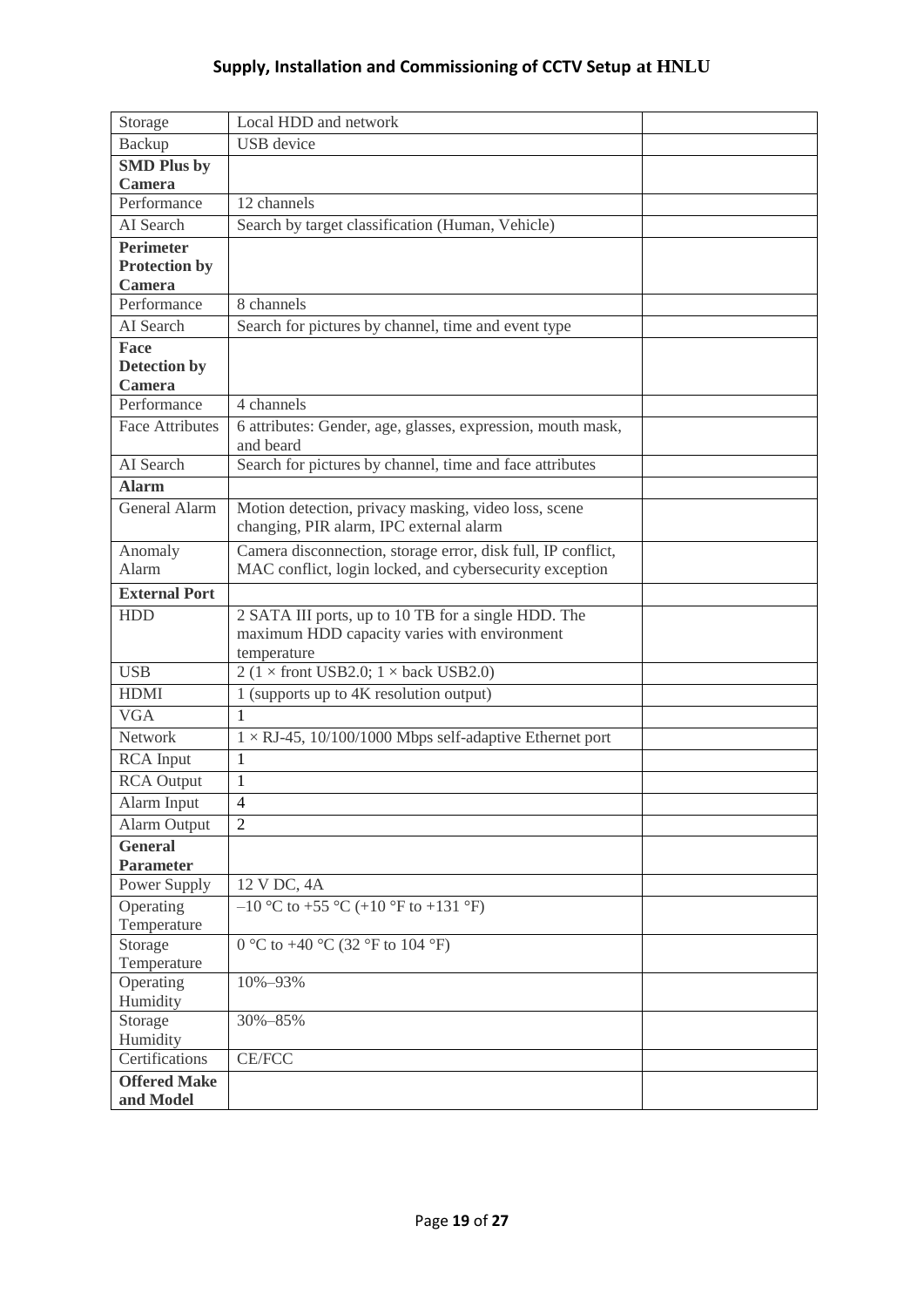| Storage | Local HDD and network | |
|---|---|---|
| Backup | USB device | |
| **SMD Plus by Camera** | | |
| Performance | 12 channels | |
| AI Search | Search by target classification (Human, Vehicle) | |
| **Perimeter Protection by Camera** | | |
| Performance | 8 channels | |
| AI Search | Search for pictures by channel, time and event type | |
| **Face Detection by Camera** | | |
| Performance | 4 channels | |
| Face Attributes | 6 attributes: Gender, age, glasses, expression, mouth mask, and beard | |
| AI Search | Search for pictures by channel, time and face attributes | |
| **Alarm** | | |
| General Alarm | Motion detection, privacy masking, video loss, scene changing, PIR alarm, IPC external alarm | |
| Anomaly Alarm | Camera disconnection, storage error, disk full, IP conflict, MAC conflict, login locked, and cybersecurity exception | |
| **External Port** | | |
| HDD | 2 SATA III ports, up to 10 TB for a single HDD. The maximum HDD capacity varies with environment temperature | |
| USB | 2 (1 × front USB2.0; 1 × back USB2.0) | |
| HDMI | 1 (supports up to 4K resolution output) | |
| VGA | 1 | |
| Network | 1 × RJ-45, 10/100/1000 Mbps self-adaptive Ethernet port | |
| RCA Input | 1 | |
| RCA Output | 1 | |
| Alarm Input | 4 | |
| Alarm Output | 2 | |
| **General Parameter** | | |
| Power Supply | 12 V DC, 4A | |
| Operating Temperature | –10 °C to +55 °C (+10 °F to +131 °F) | |
| Storage Temperature | 0 °C to +40 °C (32 °F to 104 °F) | |
| Operating Humidity | 10%–93% | |
| Storage Humidity | 30%–85% | |
| Certifications | CE/FCC | |
| **Offered Make and Model** | | |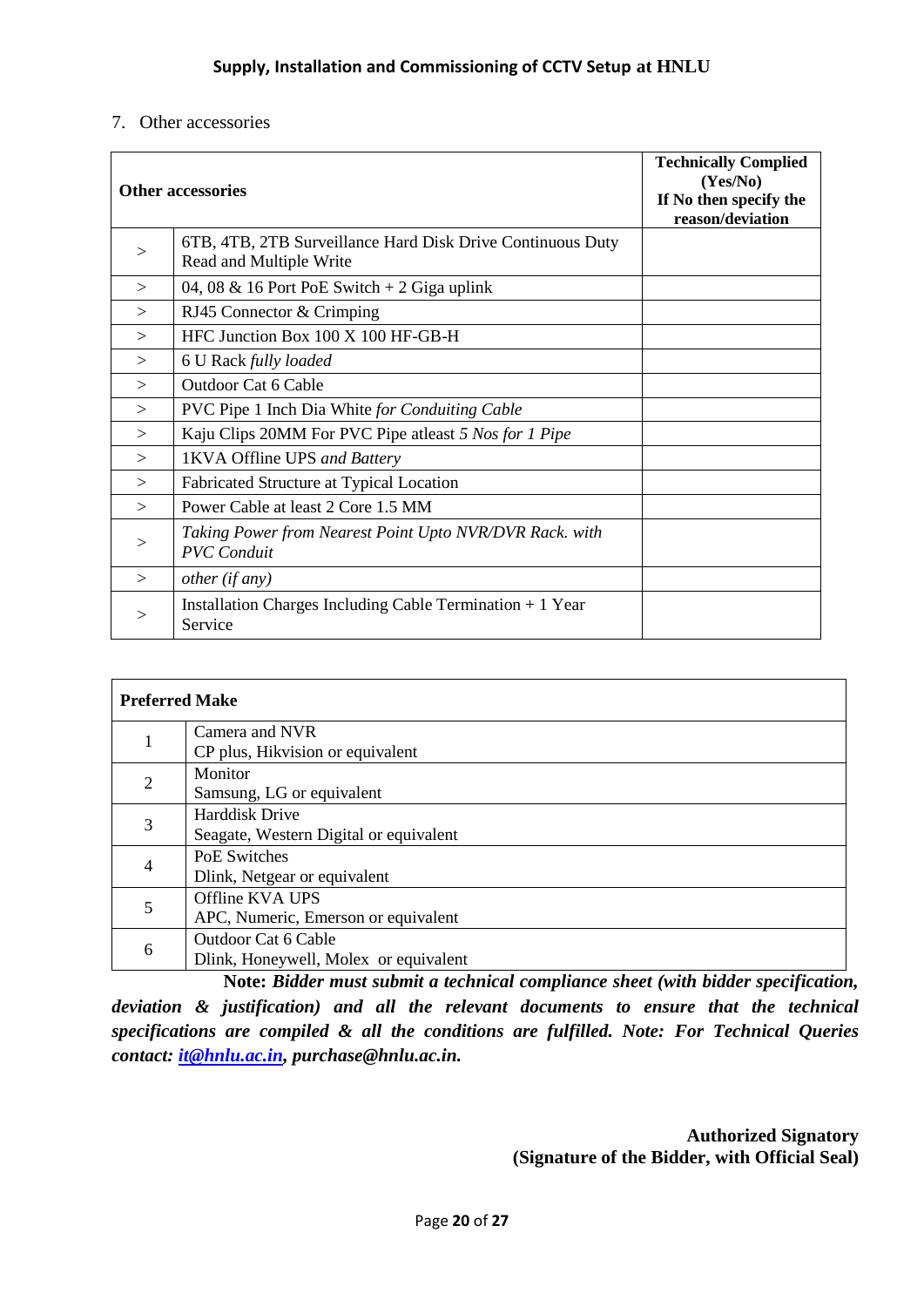7. Other accessories

| **Other accessories** | | **Technically Complied (Yes/No) If No then specify the reason/deviation** |
|---|---|---|
| > | 6TB, 4TB, 2TB Surveillance Hard Disk Drive Continuous Duty Read and Multiple Write | |
| > | 04, 08 & 16 Port PoE Switch + 2 Giga uplink | |
| > | RJ45 Connector & Crimping | |
| > | HFC Junction Box 100 X 100 HF-GB-H | |
| > | 6 U Rack *fully loaded* | |
| > | Outdoor Cat 6 Cable | |
| > | PVC Pipe 1 Inch Dia White *for Conduiting Cable* | |
| > | Kaju Clips 20MM For PVC Pipe atleast *5 Nos for 1 Pipe* | |
| > | 1KVA Offline UPS *and Battery* | |
| > | Fabricated Structure at Typical Location | |
| > | Power Cable at least 2 Core 1.5 MM | |
| > | *Taking Power from Nearest Point Upto NVR/DVR Rack. with PVC Conduit* | |
| > | *other (if any)* | |
| > | Installation Charges Including Cable Termination + 1 Year Service | |

| **Preferred Make** | |
|---|---|
| 1 | Camera and NVR<br>CP plus, Hikvision or equivalent |
| 2 | Monitor<br>Samsung, LG or equivalent |
| 3 | Harddisk Drive<br>Seagate, Western Digital or equivalent |
| 4 | PoE Switches<br>Dlink, Netgear or equivalent |
| 5 | Offline KVA UPS<br>APC, Numeric, Emerson or equivalent |
| 6 | Outdoor Cat 6 Cable<br>Dlink, Honeywell, Molex or equivalent |

**Note:** ***Bidder must submit a technical compliance sheet (with bidder specification, deviation & justification) and all the relevant documents to ensure that the technical specifications are compiled & all the conditions are fulfilled. Note: For Technical Queries contact: it@hnlu.ac.in, purchase@hnlu.ac.in.***

**Authorized Signatory**
**(Signature of the Bidder, with Official Seal)**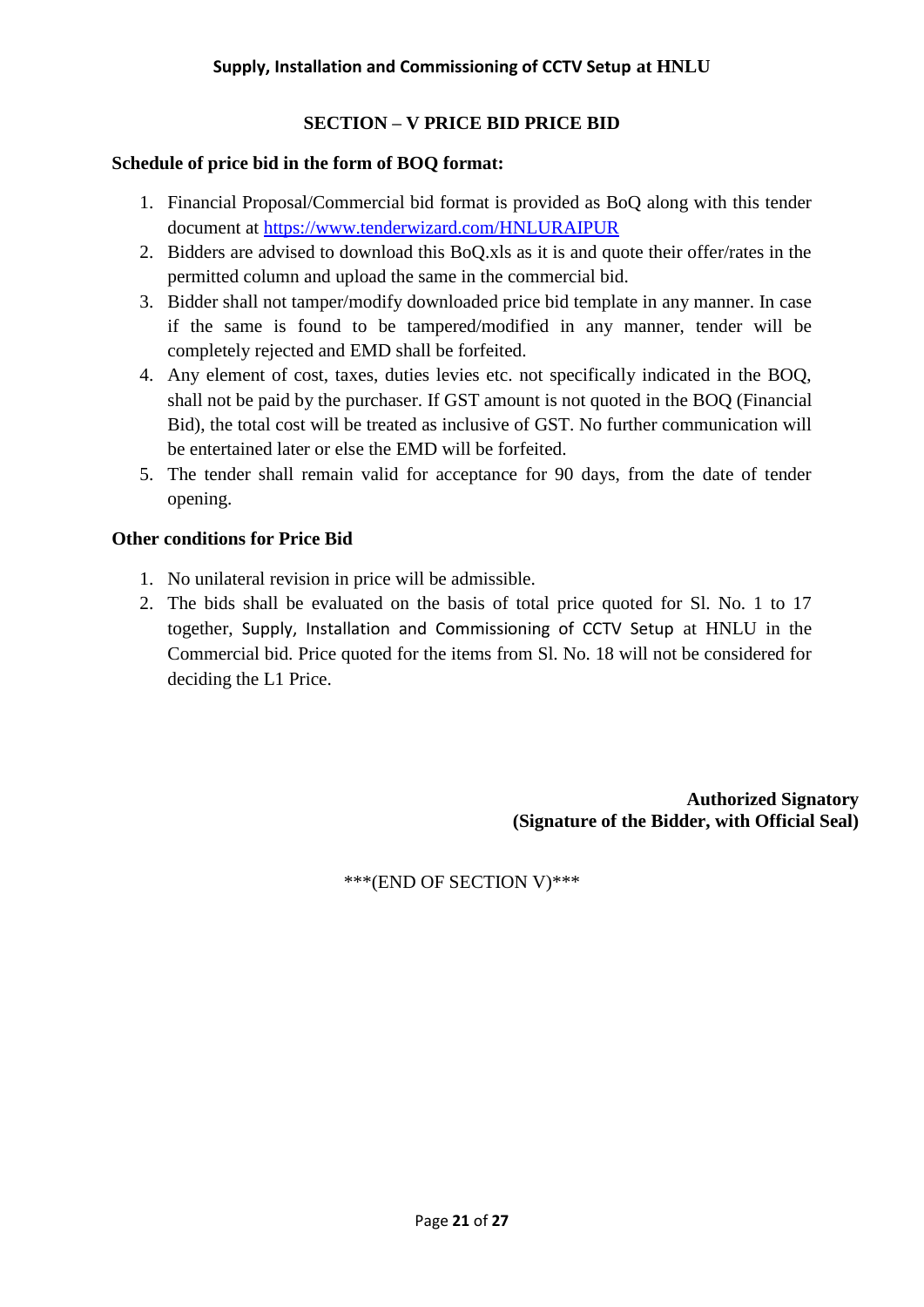## SECTION – V PRICE BID PRICE BID

**Schedule of price bid in the form of BOQ format:**

1. Financial Proposal/Commercial bid format is provided as BoQ along with this tender document at [https://www.tenderwizard.com/HNLURAIPUR](https://www.tenderwizard.com/HNLURAIPUR)
2. Bidders are advised to download this BoQ.xls as it is and quote their offer/rates in the permitted column and upload the same in the commercial bid.
3. Bidder shall not tamper/modify downloaded price bid template in any manner. In case if the same is found to be tampered/modified in any manner, tender will be completely rejected and EMD shall be forfeited.
4. Any element of cost, taxes, duties levies etc. not specifically indicated in the BOQ, shall not be paid by the purchaser. If GST amount is not quoted in the BOQ (Financial Bid), the total cost will be treated as inclusive of GST. No further communication will be entertained later or else the EMD will be forfeited.
5. The tender shall remain valid for acceptance for 90 days, from the date of tender opening.

**Other conditions for Price Bid**

1. No unilateral revision in price will be admissible.
2. The bids shall be evaluated on the basis of total price quoted for Sl. No. 1 to 17 together, Supply, Installation and Commissioning of CCTV Setup at HNLU in the Commercial bid. Price quoted for the items from Sl. No. 18 will not be considered for deciding the L1 Price.

**Authorized Signatory**
**(Signature of the Bidder, with Official Seal)**

***(END OF SECTION V)***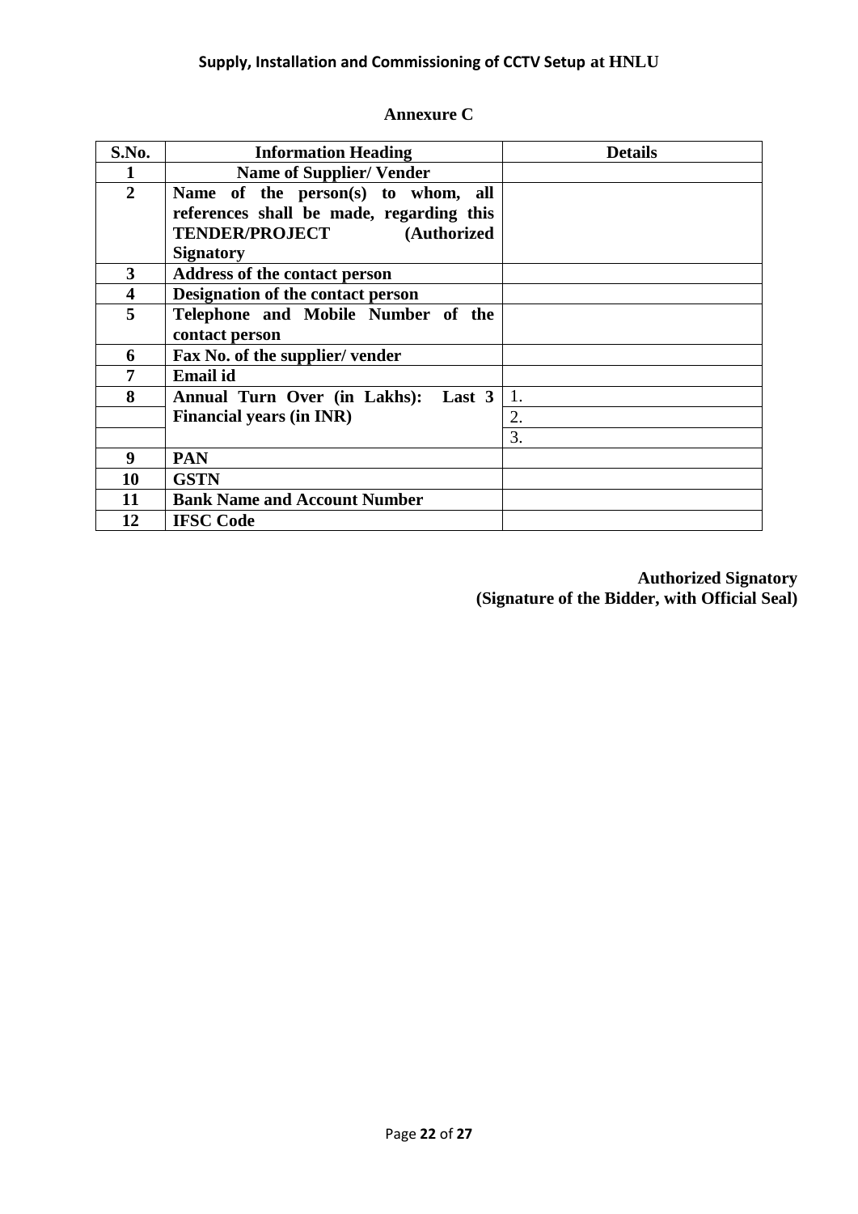## Annexure C

| S.No. | Information Heading | Details |
|---|---|---|
| **1** | **Name of Supplier/ Vender** | |
| **2** | **Name of the person(s) to whom, all references shall be made, regarding this TENDER/PROJECT (Authorized Signatory** | |
| **3** | **Address of the contact person** | |
| **4** | **Designation of the contact person** | |
| **5** | **Telephone and Mobile Number of the contact person** | |
| **6** | **Fax No. of the supplier/ vender** | |
| **7** | **Email id** | |
| **8** | **Annual Turn Over (in Lakhs): Last 3 Financial years (in INR)** | 1. |
| | | 2. |
| | | 3. |
| **9** | **PAN** | |
| **10** | **GSTN** | |
| **11** | **Bank Name and Account Number** | |
| **12** | **IFSC Code** | |

**Authorized Signatory**
**(Signature of the Bidder, with Official Seal)**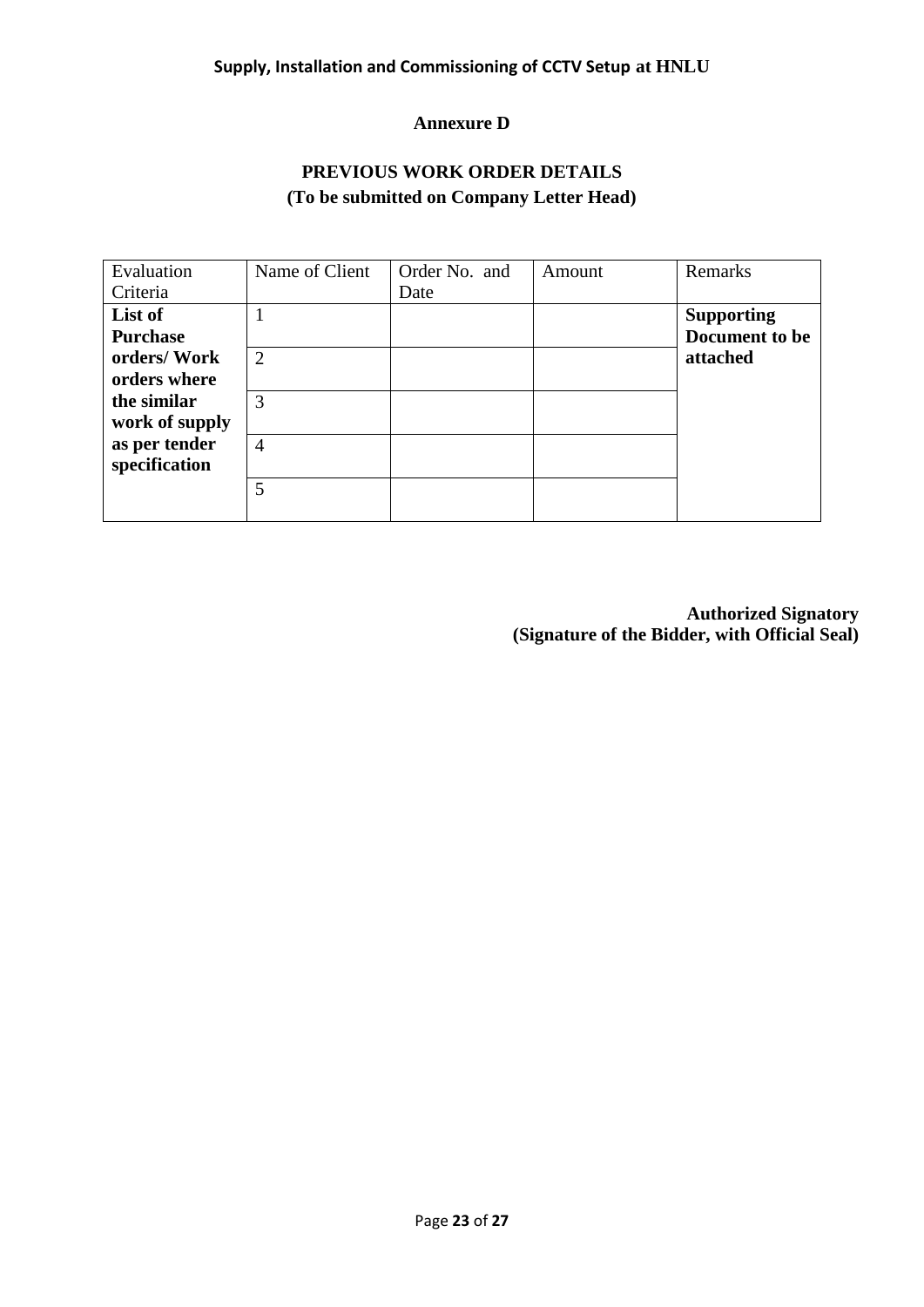**Annexure D**

**PREVIOUS WORK ORDER DETAILS**
**(To be submitted on Company Letter Head)**

| Evaluation Criteria | Name of Client | Order No. and Date | Amount | Remarks |
|---|---|---|---|---|
| **List of Purchase orders/ Work orders where the similar work of supply as per tender specification** | 1 | | | **Supporting Document to be attached** |
| | 2 | | | |
| | 3 | | | |
| | 4 | | | |
| | 5 | | | |

**Authorized Signatory**
**(Signature of the Bidder, with Official Seal)**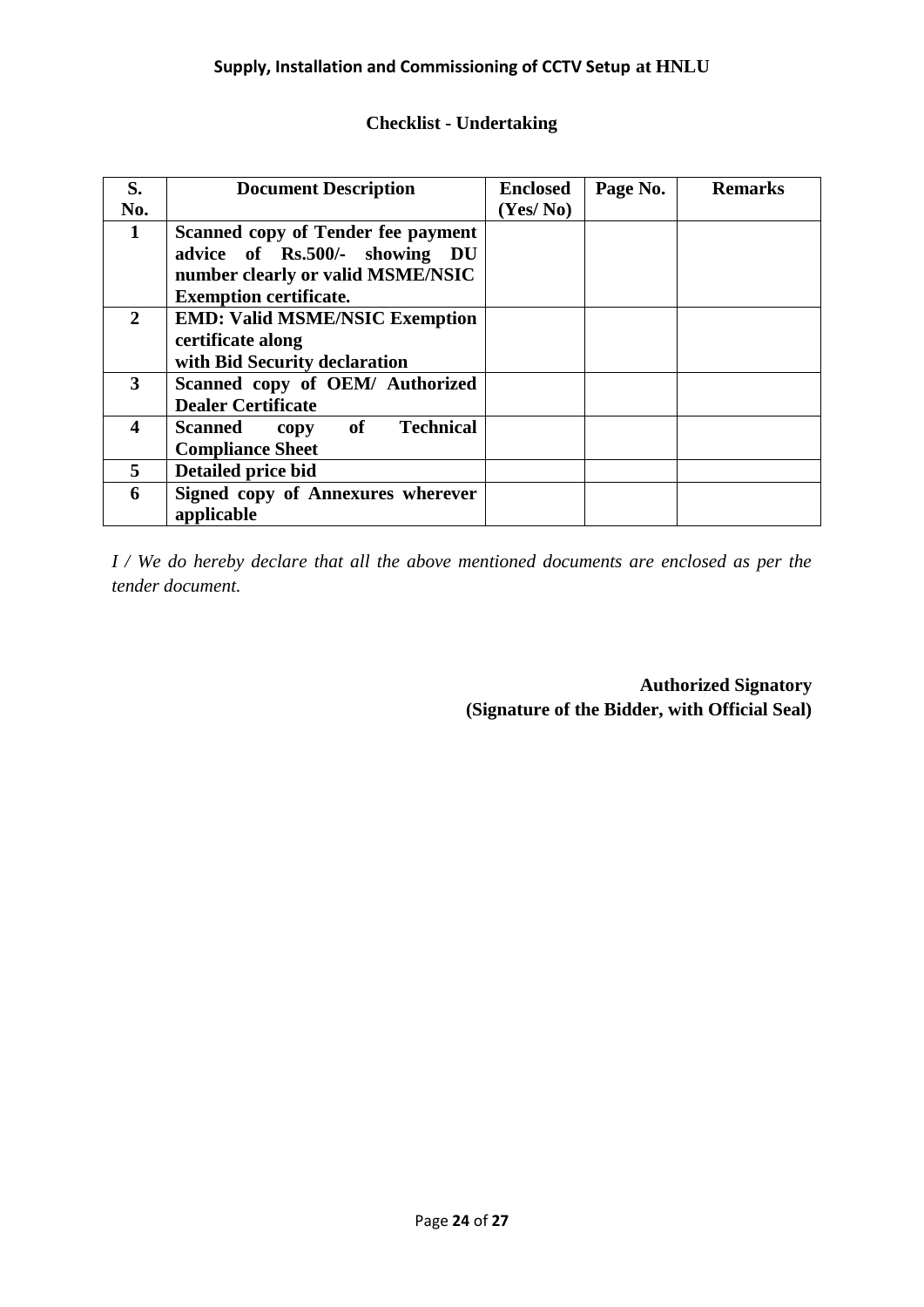## Checklist - Undertaking

| S. No. | Document Description | Enclosed (Yes/ No) | Page No. | Remarks |
|---|---|---|---|---|
| 1 | **Scanned copy of Tender fee payment advice of Rs.500/- showing DU number clearly or valid MSME/NSIC Exemption certificate.** | | | |
| 2 | **EMD: Valid MSME/NSIC Exemption certificate along with Bid Security declaration** | | | |
| 3 | **Scanned copy of OEM/ Authorized Dealer Certificate** | | | |
| 4 | **Scanned copy of Technical Compliance Sheet** | | | |
| 5 | **Detailed price bid** | | | |
| 6 | **Signed copy of Annexures wherever applicable** | | | |

*I / We do hereby declare that all the above mentioned documents are enclosed as per the tender document.*

**Authorized Signatory**
**(Signature of the Bidder, with Official Seal)**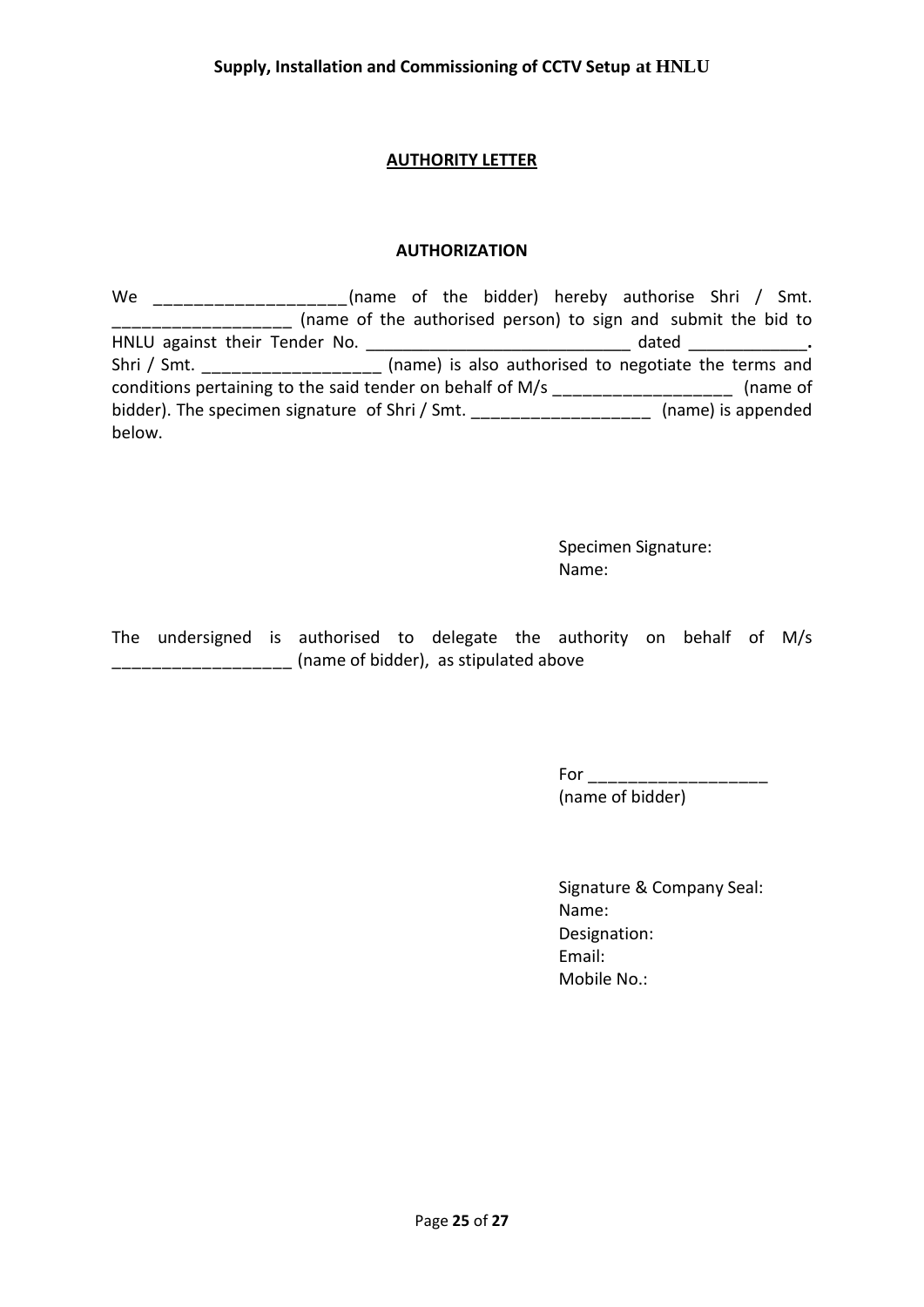## AUTHORITY LETTER

### AUTHORIZATION

We ___________________(name of the bidder) hereby authorise Shri / Smt. __________________ (name of the authorised person) to sign and submit the bid to HNLU against their Tender No. ____________________________ dated ____________. Shri / Smt. __________________ (name) is also authorised to negotiate the terms and conditions pertaining to the said tender on behalf of M/s __________________ (name of bidder). The specimen signature of Shri / Smt. __________________ (name) is appended below.

Specimen Signature:
Name:

The undersigned is authorised to delegate the authority on behalf of M/s __________________ (name of bidder), as stipulated above

For __________________
(name of bidder)

Signature & Company Seal:
Name:
Designation:
Email:
Mobile No.: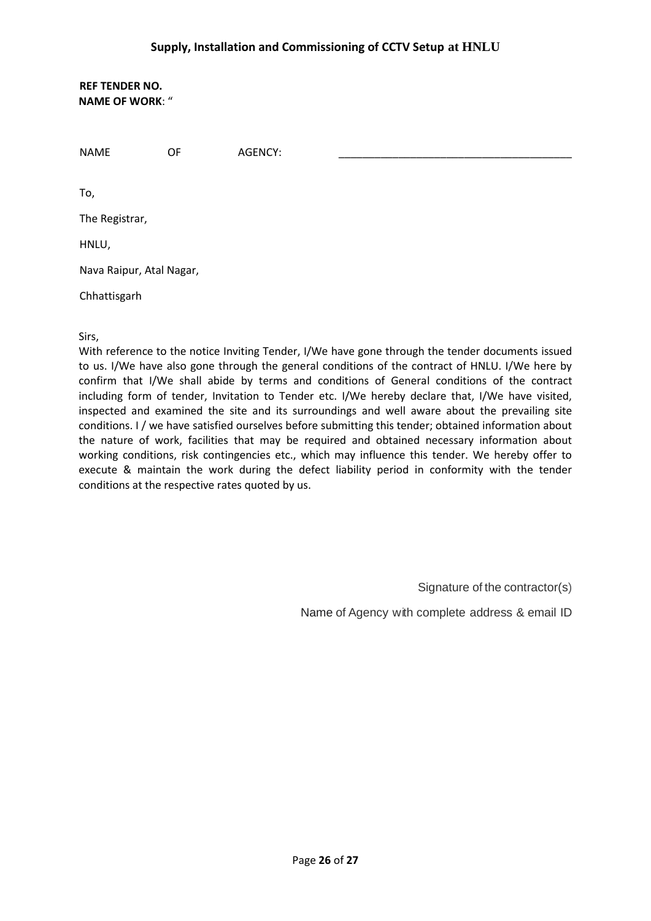**REF TENDER NO.**
**NAME OF WORK**: "

NAME OF AGENCY: ______________________________________

To,

The Registrar,

HNLU,

Nava Raipur, Atal Nagar,

Chhattisgarh

Sirs,

With reference to the notice Inviting Tender, I/We have gone through the tender documents issued to us. I/We have also gone through the general conditions of the contract of HNLU. I/We here by confirm that I/We shall abide by terms and conditions of General conditions of the contract including form of tender, Invitation to Tender etc. I/We hereby declare that, I/We have visited, inspected and examined the site and its surroundings and well aware about the prevailing site conditions. I / we have satisfied ourselves before submitting this tender; obtained information about the nature of work, facilities that may be required and obtained necessary information about working conditions, risk contingencies etc., which may influence this tender. We hereby offer to execute & maintain the work during the defect liability period in conformity with the tender conditions at the respective rates quoted by us.

Signature of the contractor(s)

Name of Agency with complete address & email ID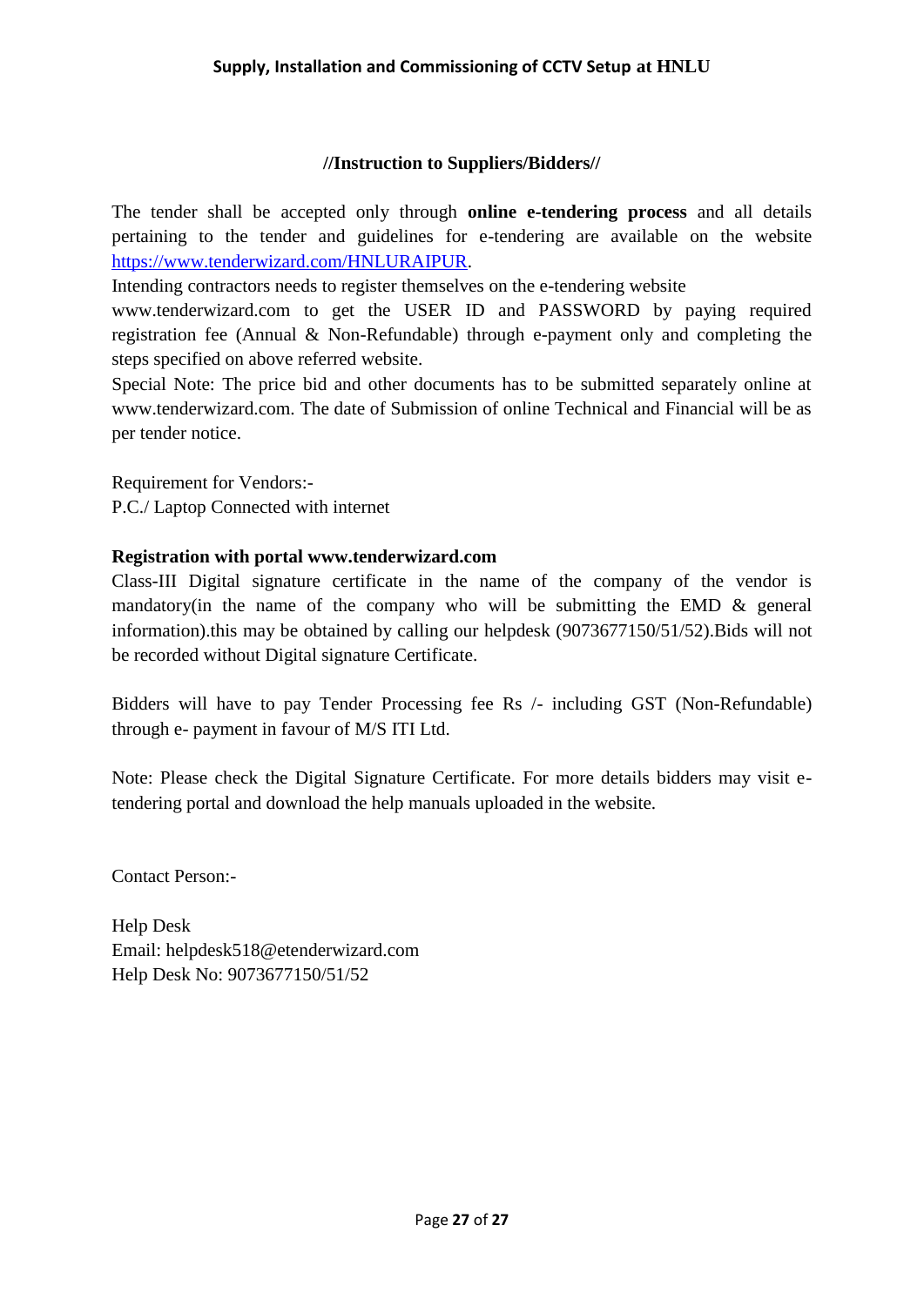## //Instruction to Suppliers/Bidders//

The tender shall be accepted only through **online e-tendering process** and all details pertaining to the tender and guidelines for e-tendering are available on the website https://www.tenderwizard.com/HNLURAIPUR.

Intending contractors needs to register themselves on the e-tendering website www.tenderwizard.com to get the USER ID and PASSWORD by paying required registration fee (Annual & Non-Refundable) through e-payment only and completing the steps specified on above referred website.

Special Note: The price bid and other documents has to be submitted separately online at www.tenderwizard.com. The date of Submission of online Technical and Financial will be as per tender notice.

Requirement for Vendors:-
P.C./ Laptop Connected with internet

**Registration with portal www.tenderwizard.com**

Class-III Digital signature certificate in the name of the company of the vendor is mandatory(in the name of the company who will be submitting the EMD & general information).this may be obtained by calling our helpdesk (9073677150/51/52).Bids will not be recorded without Digital signature Certificate.

Bidders will have to pay Tender Processing fee Rs /- including GST (Non-Refundable) through e- payment in favour of M/S ITI Ltd.

Note: Please check the Digital Signature Certificate. For more details bidders may visit e-tendering portal and download the help manuals uploaded in the website.

Contact Person:-

Help Desk
Email: helpdesk518@etenderwizard.com
Help Desk No: 9073677150/51/52